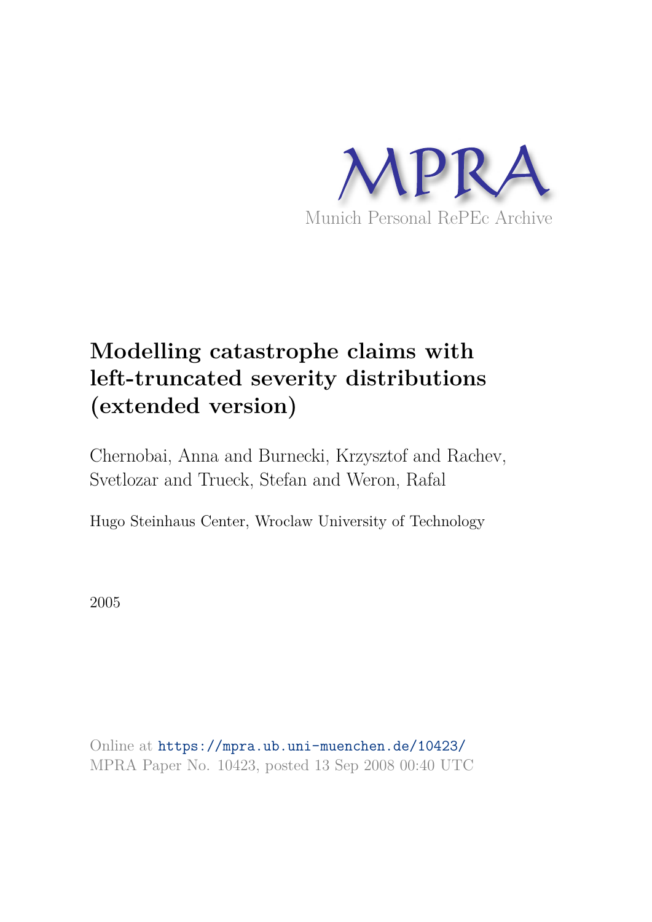MPRA

Munich Personal RePEc Archive

# Modelling catastrophe claims with left-truncated severity distributions (extended version)

Chernobai, Anna and Burnecki, Krzysztof and Rachev, Svetlozar and Trueck, Stefan and Weron, Rafal

Hugo Steinhaus Center, Wroclaw University of Technology

2005

Online at https://mpra.ub.uni-muenchen.de/10423/
MPRA Paper No. 10423, posted 13 Sep 2008 00:40 UTC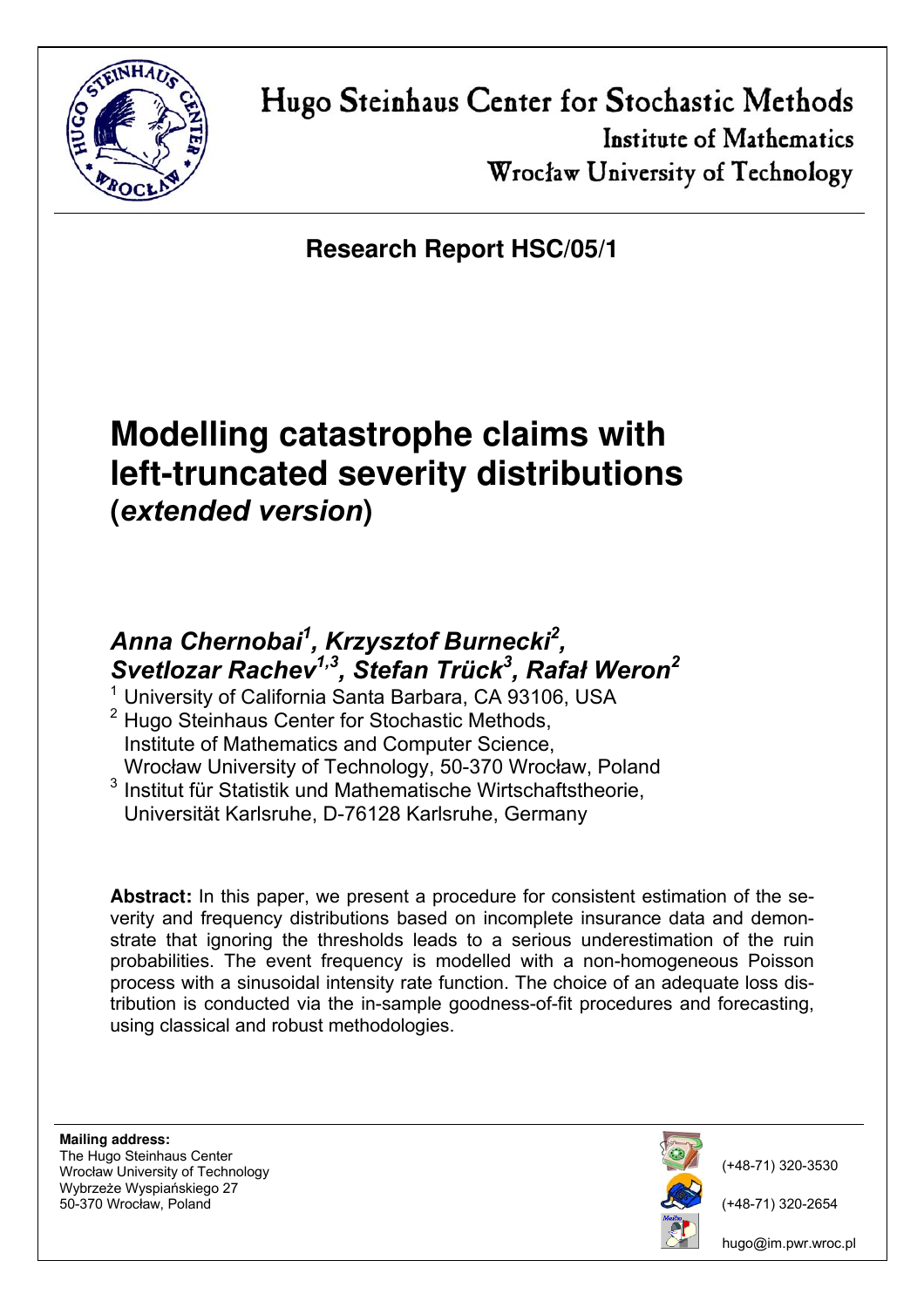# Hugo Steinhaus Center for Stochastic Methods

Institute of Mathematics

Wrocław University of Technology

**Research Report HSC/05/1**

# Modelling catastrophe claims with left-truncated severity distributions (*extended version*)

## *Anna Chernobai[1], Krzysztof Burnecki[2], Svetlozar Rachev[1,3], Stefan Trück[3], Rafał Weron[2]*

[1] University of California Santa Barbara, CA 93106, USA

[2] Hugo Steinhaus Center for Stochastic Methods, Institute of Mathematics and Computer Science, Wrocław University of Technology, 50-370 Wrocław, Poland

[3] Institut für Statistik und Mathematische Wirtschaftstheorie, Universität Karlsruhe, D-76128 Karlsruhe, Germany

**Abstract:** In this paper, we present a procedure for consistent estimation of the severity and frequency distributions based on incomplete insurance data and demonstrate that ignoring the thresholds leads to a serious underestimation of the ruin probabilities. The event frequency is modelled with a non-homogeneous Poisson process with a sinusoidal intensity rate function. The choice of an adequate loss distribution is conducted via the in-sample goodness-of-fit procedures and forecasting, using classical and robust methodologies.

**Mailing address:**
The Hugo Steinhaus Center
Wrocław University of Technology
Wybrzeże Wyspiańskiego 27
50-370 Wrocław, Poland

(+48-71) 320-3530

(+48-71) 320-2654

hugo@im.pwr.wroc.pl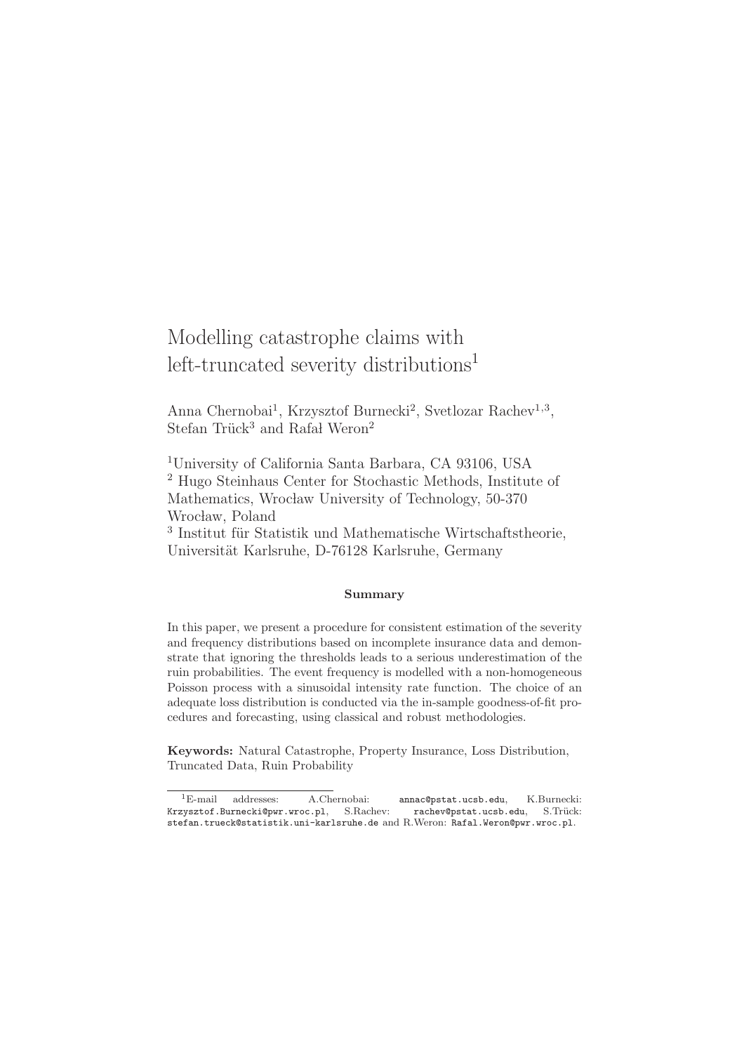# Modelling catastrophe claims with left-truncated severity distributions[1]

Anna Chernobai[1], Krzysztof Burnecki[2], Svetlozar Rachev[1,3], Stefan Trück[3] and Rafał Weron[2]

[1]University of California Santa Barbara, CA 93106, USA
[2] Hugo Steinhaus Center for Stochastic Methods, Institute of Mathematics, Wrocław University of Technology, 50-370 Wrocław, Poland
[3] Institut für Statistik und Mathematische Wirtschaftstheorie, Universität Karlsruhe, D-76128 Karlsruhe, Germany

**Summary**

In this paper, we present a procedure for consistent estimation of the severity and frequency distributions based on incomplete insurance data and demonstrate that ignoring the thresholds leads to a serious underestimation of the ruin probabilities. The event frequency is modelled with a non-homogeneous Poisson process with a sinusoidal intensity rate function. The choice of an adequate loss distribution is conducted via the in-sample goodness-of-fit procedures and forecasting, using classical and robust methodologies.

**Keywords:** Natural Catastrophe, Property Insurance, Loss Distribution, Truncated Data, Ruin Probability

[1]E-mail addresses: A.Chernobai: annac@pstat.ucsb.edu, K.Burnecki: Krzysztof.Burnecki@pwr.wroc.pl, S.Rachev: rachev@pstat.ucsb.edu, S.Trück: stefan.trueck@statistik.uni-karlsruhe.de and R.Weron: Rafal.Weron@pwr.wroc.pl.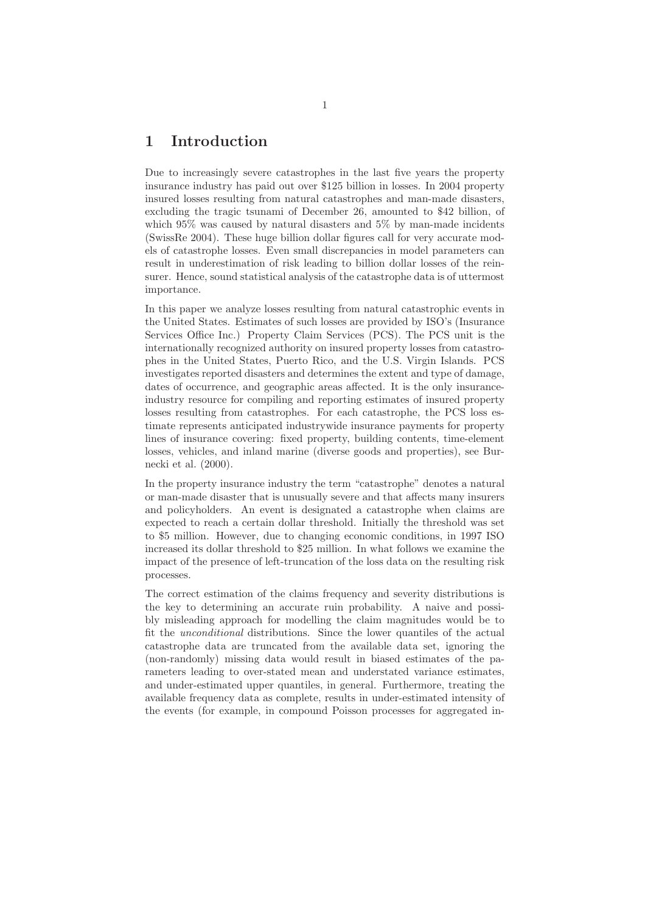# 1 Introduction

Due to increasingly severe catastrophes in the last five years the property insurance industry has paid out over \$125 billion in losses. In 2004 property insured losses resulting from natural catastrophes and man-made disasters, excluding the tragic tsunami of December 26, amounted to \$42 billion, of which 95% was caused by natural disasters and 5% by man-made incidents (SwissRe 2004). These huge billion dollar figures call for very accurate models of catastrophe losses. Even small discrepancies in model parameters can result in underestimation of risk leading to billion dollar losses of the reinsurer. Hence, sound statistical analysis of the catastrophe data is of uttermost importance.

In this paper we analyze losses resulting from natural catastrophic events in the United States. Estimates of such losses are provided by ISO's (Insurance Services Office Inc.) Property Claim Services (PCS). The PCS unit is the internationally recognized authority on insured property losses from catastrophes in the United States, Puerto Rico, and the U.S. Virgin Islands. PCS investigates reported disasters and determines the extent and type of damage, dates of occurrence, and geographic areas affected. It is the only insurance-industry resource for compiling and reporting estimates of insured property losses resulting from catastrophes. For each catastrophe, the PCS loss estimate represents anticipated industrywide insurance payments for property lines of insurance covering: fixed property, building contents, time-element losses, vehicles, and inland marine (diverse goods and properties), see Burnecki et al. (2000).

In the property insurance industry the term "catastrophe" denotes a natural or man-made disaster that is unusually severe and that affects many insurers and policyholders. An event is designated a catastrophe when claims are expected to reach a certain dollar threshold. Initially the threshold was set to \$5 million. However, due to changing economic conditions, in 1997 ISO increased its dollar threshold to \$25 million. In what follows we examine the impact of the presence of left-truncation of the loss data on the resulting risk processes.

The correct estimation of the claims frequency and severity distributions is the key to determining an accurate ruin probability. A naive and possibly misleading approach for modelling the claim magnitudes would be to fit the *unconditional* distributions. Since the lower quantiles of the actual catastrophe data are truncated from the available data set, ignoring the (non-randomly) missing data would result in biased estimates of the parameters leading to over-stated mean and understated variance estimates, and under-estimated upper quantiles, in general. Furthermore, treating the available frequency data as complete, results in under-estimated intensity of the events (for example, in compound Poisson processes for aggregated in-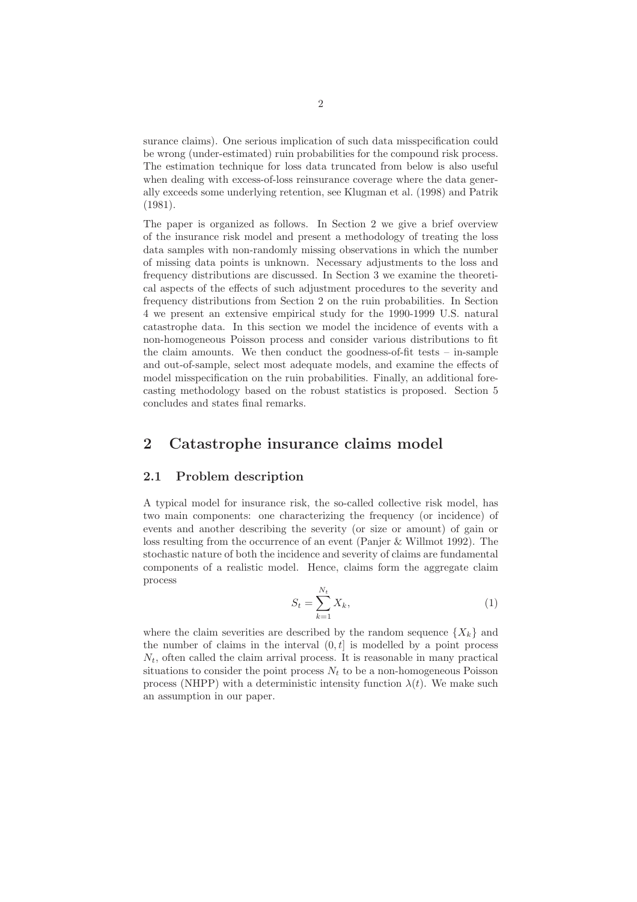surance claims). One serious implication of such data misspecification could be wrong (under-estimated) ruin probabilities for the compound risk process. The estimation technique for loss data truncated from below is also useful when dealing with excess-of-loss reinsurance coverage where the data generally exceeds some underlying retention, see Klugman et al. (1998) and Patrik (1981).

The paper is organized as follows. In Section 2 we give a brief overview of the insurance risk model and present a methodology of treating the loss data samples with non-randomly missing observations in which the number of missing data points is unknown. Necessary adjustments to the loss and frequency distributions are discussed. In Section 3 we examine the theoretical aspects of the effects of such adjustment procedures to the severity and frequency distributions from Section 2 on the ruin probabilities. In Section 4 we present an extensive empirical study for the 1990-1999 U.S. natural catastrophe data. In this section we model the incidence of events with a non-homogeneous Poisson process and consider various distributions to fit the claim amounts. We then conduct the goodness-of-fit tests – in-sample and out-of-sample, select most adequate models, and examine the effects of model misspecification on the ruin probabilities. Finally, an additional forecasting methodology based on the robust statistics is proposed. Section 5 concludes and states final remarks.

## 2 Catastrophe insurance claims model

### 2.1 Problem description

A typical model for insurance risk, the so-called collective risk model, has two main components: one characterizing the frequency (or incidence) of events and another describing the severity (or size or amount) of gain or loss resulting from the occurrence of an event (Panjer & Willmot 1992). The stochastic nature of both the incidence and severity of claims are fundamental components of a realistic model. Hence, claims form the aggregate claim process

$$S_t = \sum_{k=1}^{N_t} X_k, \tag{1}$$

where the claim severities are described by the random sequence $\{X_k\}$ and the number of claims in the interval $(0, t]$ is modelled by a point process $N_t$, often called the claim arrival process. It is reasonable in many practical situations to consider the point process $N_t$ to be a non-homogeneous Poisson process (NHPP) with a deterministic intensity function $\lambda(t)$. We make such an assumption in our paper.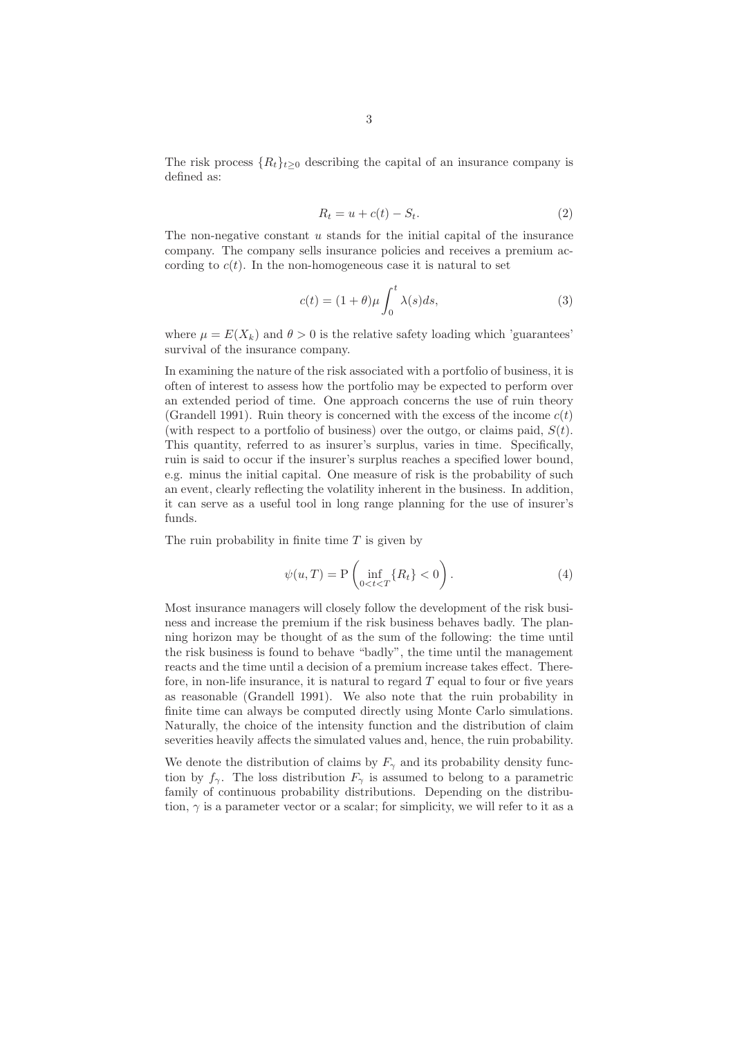The risk process $\{R_t\}_{t\geq 0}$ describing the capital of an insurance company is defined as:

$$R_t = u + c(t) - S_t. \tag{2}$$

The non-negative constant $u$ stands for the initial capital of the insurance company. The company sells insurance policies and receives a premium according to $c(t)$. In the non-homogeneous case it is natural to set

$$c(t) = (1+\theta)\mu \int_0^t \lambda(s) ds, \tag{3}$$

where $\mu = E(X_k)$ and $\theta > 0$ is the relative safety loading which 'guarantees' survival of the insurance company.

In examining the nature of the risk associated with a portfolio of business, it is often of interest to assess how the portfolio may be expected to perform over an extended period of time. One approach concerns the use of ruin theory (Grandell 1991). Ruin theory is concerned with the excess of the income $c(t)$ (with respect to a portfolio of business) over the outgo, or claims paid, $S(t)$. This quantity, referred to as insurer's surplus, varies in time. Specifically, ruin is said to occur if the insurer's surplus reaches a specified lower bound, e.g. minus the initial capital. One measure of risk is the probability of such an event, clearly reflecting the volatility inherent in the business. In addition, it can serve as a useful tool in long range planning for the use of insurer's funds.

The ruin probability in finite time $T$ is given by

$$\psi(u, T) = \mathrm{P}\left(\inf_{0<t<T}\{R_t\} < 0\right). \tag{4}$$

Most insurance managers will closely follow the development of the risk business and increase the premium if the risk business behaves badly. The planning horizon may be thought of as the sum of the following: the time until the risk business is found to behave "badly", the time until the management reacts and the time until a decision of a premium increase takes effect. Therefore, in non-life insurance, it is natural to regard $T$ equal to four or five years as reasonable (Grandell 1991). We also note that the ruin probability in finite time can always be computed directly using Monte Carlo simulations. Naturally, the choice of the intensity function and the distribution of claim severities heavily affects the simulated values and, hence, the ruin probability.

We denote the distribution of claims by $F_\gamma$ and its probability density function by $f_\gamma$. The loss distribution $F_\gamma$ is assumed to belong to a parametric family of continuous probability distributions. Depending on the distribution, $\gamma$ is a parameter vector or a scalar; for simplicity, we will refer to it as a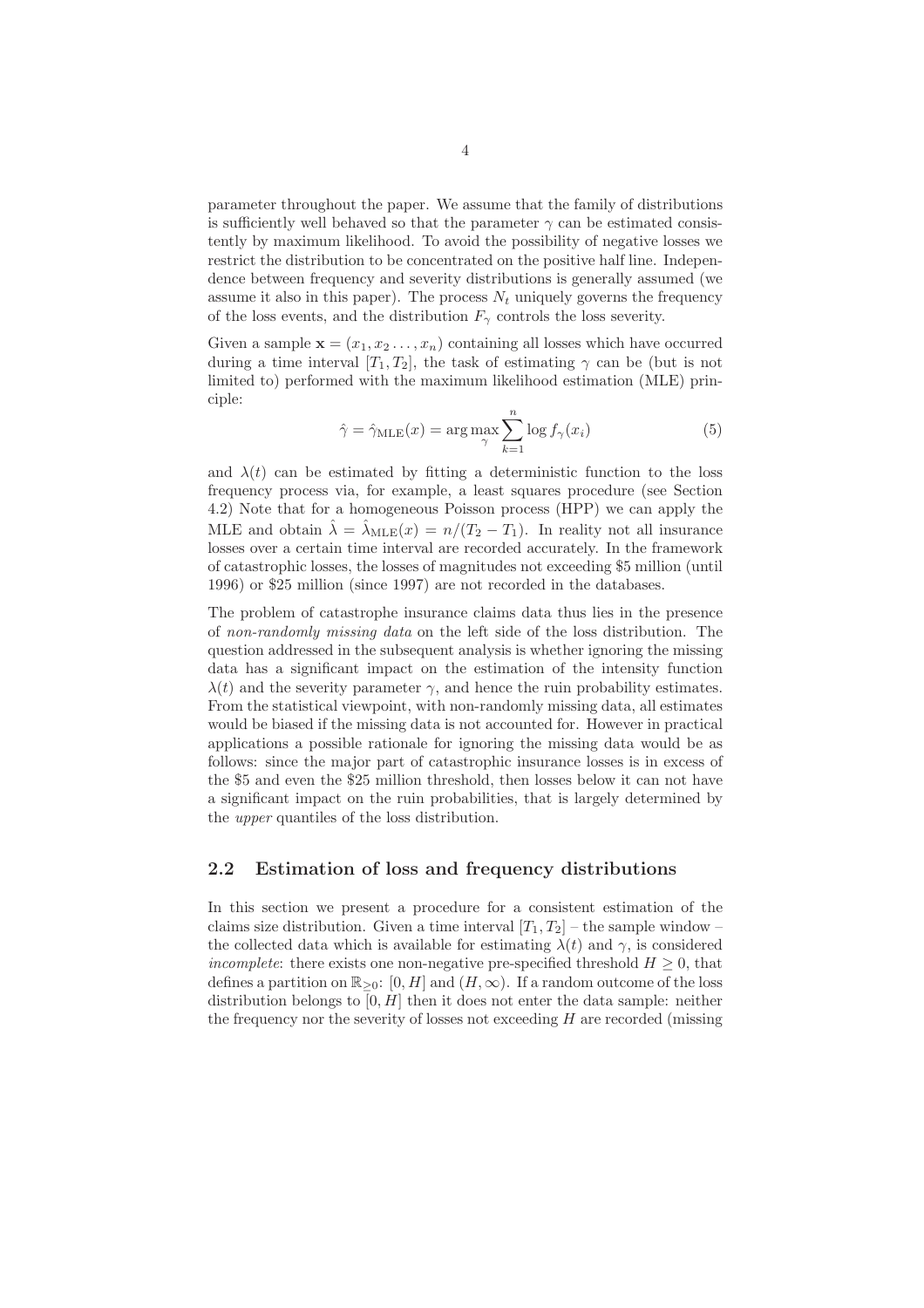parameter throughout the paper. We assume that the family of distributions is sufficiently well behaved so that the parameter $\gamma$ can be estimated consistently by maximum likelihood. To avoid the possibility of negative losses we restrict the distribution to be concentrated on the positive half line. Independence between frequency and severity distributions is generally assumed (we assume it also in this paper). The process $N_t$ uniquely governs the frequency of the loss events, and the distribution $F_\gamma$ controls the loss severity.

Given a sample $\mathbf{x} = (x_1, x_2 \ldots, x_n)$ containing all losses which have occurred during a time interval $[T_1, T_2]$, the task of estimating $\gamma$ can be (but is not limited to) performed with the maximum likelihood estimation (MLE) principle:

$$\hat{\gamma} = \hat{\gamma}_{\text{MLE}}(x) = \arg\max_{\gamma} \sum_{k=1}^{n} \log f_\gamma(x_i) \tag{5}$$

and $\lambda(t)$ can be estimated by fitting a deterministic function to the loss frequency process via, for example, a least squares procedure (see Section 4.2) Note that for a homogeneous Poisson process (HPP) we can apply the MLE and obtain $\hat{\lambda} = \hat{\lambda}_{\text{MLE}}(x) = n/(T_2 - T_1)$. In reality not all insurance losses over a certain time interval are recorded accurately. In the framework of catastrophic losses, the losses of magnitudes not exceeding \$5 million (until 1996) or \$25 million (since 1997) are not recorded in the databases.

The problem of catastrophe insurance claims data thus lies in the presence of *non-randomly missing data* on the left side of the loss distribution. The question addressed in the subsequent analysis is whether ignoring the missing data has a significant impact on the estimation of the intensity function $\lambda(t)$ and the severity parameter $\gamma$, and hence the ruin probability estimates. From the statistical viewpoint, with non-randomly missing data, all estimates would be biased if the missing data is not accounted for. However in practical applications a possible rationale for ignoring the missing data would be as follows: since the major part of catastrophic insurance losses is in excess of the \$5 and even the \$25 million threshold, then losses below it can not have a significant impact on the ruin probabilities, that is largely determined by the *upper* quantiles of the loss distribution.

## 2.2 Estimation of loss and frequency distributions

In this section we present a procedure for a consistent estimation of the claims size distribution. Given a time interval $[T_1, T_2]$ – the sample window – the collected data which is available for estimating $\lambda(t)$ and $\gamma$, is considered *incomplete*: there exists one non-negative pre-specified threshold $H \geq 0$, that defines a partition on $\mathbb{R}_{\geq 0}$: $[0, H]$ and $(H, \infty)$. If a random outcome of the loss distribution belongs to $[0, H]$ then it does not enter the data sample: neither the frequency nor the severity of losses not exceeding $H$ are recorded (missing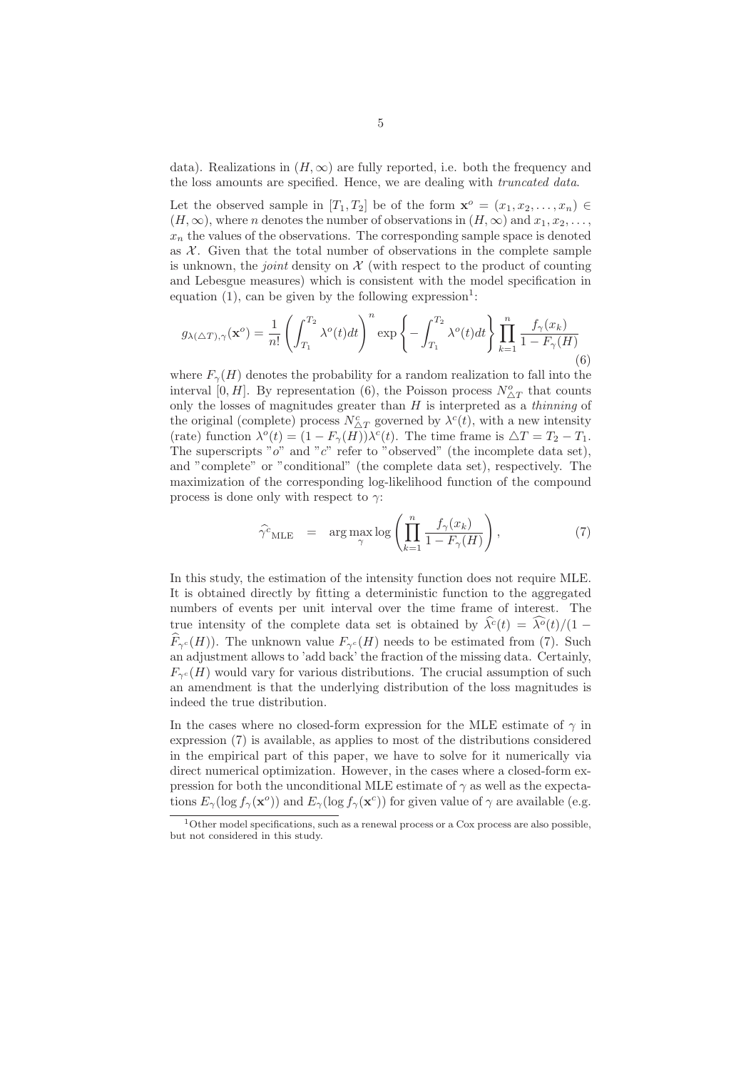data). Realizations in $(H, \infty)$ are fully reported, i.e. both the frequency and the loss amounts are specified. Hence, we are dealing with *truncated data*.

Let the observed sample in $[T_1, T_2]$ be of the form $\mathbf{x}^o = (x_1, x_2, \ldots, x_n) \in (H, \infty)$, where $n$ denotes the number of observations in $(H, \infty)$ and $x_1, x_2, \ldots, x_n$ the values of the observations. The corresponding sample space is denoted as $\mathcal{X}$. Given that the total number of observations in the complete sample is unknown, the *joint* density on $\mathcal{X}$ (with respect to the product of counting and Lebesgue measures) which is consistent with the model specification in equation (1), can be given by the following expression[1]:

$$g_{\lambda(\triangle T),\gamma}(\mathbf{x}^o) = \frac{1}{n!}\left(\int_{T_1}^{T_2} \lambda^o(t)dt\right)^n \exp\left\{-\int_{T_1}^{T_2} \lambda^o(t)dt\right\} \prod_{k=1}^{n} \frac{f_\gamma(x_k)}{1 - F_\gamma(H)} \tag{6}$$

where $F_\gamma(H)$ denotes the probability for a random realization to fall into the interval $[0, H]$. By representation (6), the Poisson process $N^o_{\triangle T}$ that counts only the losses of magnitudes greater than $H$ is interpreted as a *thinning* of the original (complete) process $N^c_{\triangle T}$ governed by $\lambda^c(t)$, with a new intensity (rate) function $\lambda^o(t) = (1 - F_\gamma(H))\lambda^c(t)$. The time frame is $\triangle T = T_2 - T_1$. The superscripts "$o$" and "$c$" refer to "observed" (the incomplete data set), and "complete" or "conditional" (the complete data set), respectively. The maximization of the corresponding log-likelihood function of the compound process is done only with respect to $\gamma$:

$$\widehat{\gamma}^c_{\text{MLE}} \quad = \quad \arg\max_\gamma \log\left(\prod_{k=1}^{n} \frac{f_\gamma(x_k)}{1 - F_\gamma(H)}\right), \tag{7}$$

In this study, the estimation of the intensity function does not require MLE. It is obtained directly by fitting a deterministic function to the aggregated numbers of events per unit interval over the time frame of interest. The true intensity of the complete data set is obtained by $\widehat{\lambda^c}(t) = \widehat{\lambda^o}(t)/(1 - \widehat{F}_{\gamma^c}(H))$. The unknown value $F_{\gamma^c}(H)$ needs to be estimated from (7). Such an adjustment allows to 'add back' the fraction of the missing data. Certainly, $F_{\gamma^c}(H)$ would vary for various distributions. The crucial assumption of such an amendment is that the underlying distribution of the loss magnitudes is indeed the true distribution.

In the cases where no closed-form expression for the MLE estimate of $\gamma$ in expression (7) is available, as applies to most of the distributions considered in the empirical part of this paper, we have to solve for it numerically via direct numerical optimization. However, in the cases where a closed-form expression for both the unconditional MLE estimate of $\gamma$ as well as the expectations $E_\gamma(\log f_\gamma(\mathbf{x}^o))$ and $E_\gamma(\log f_\gamma(\mathbf{x}^c))$ for given value of $\gamma$ are available (e.g.

[1] Other model specifications, such as a renewal process or a Cox process are also possible, but not considered in this study.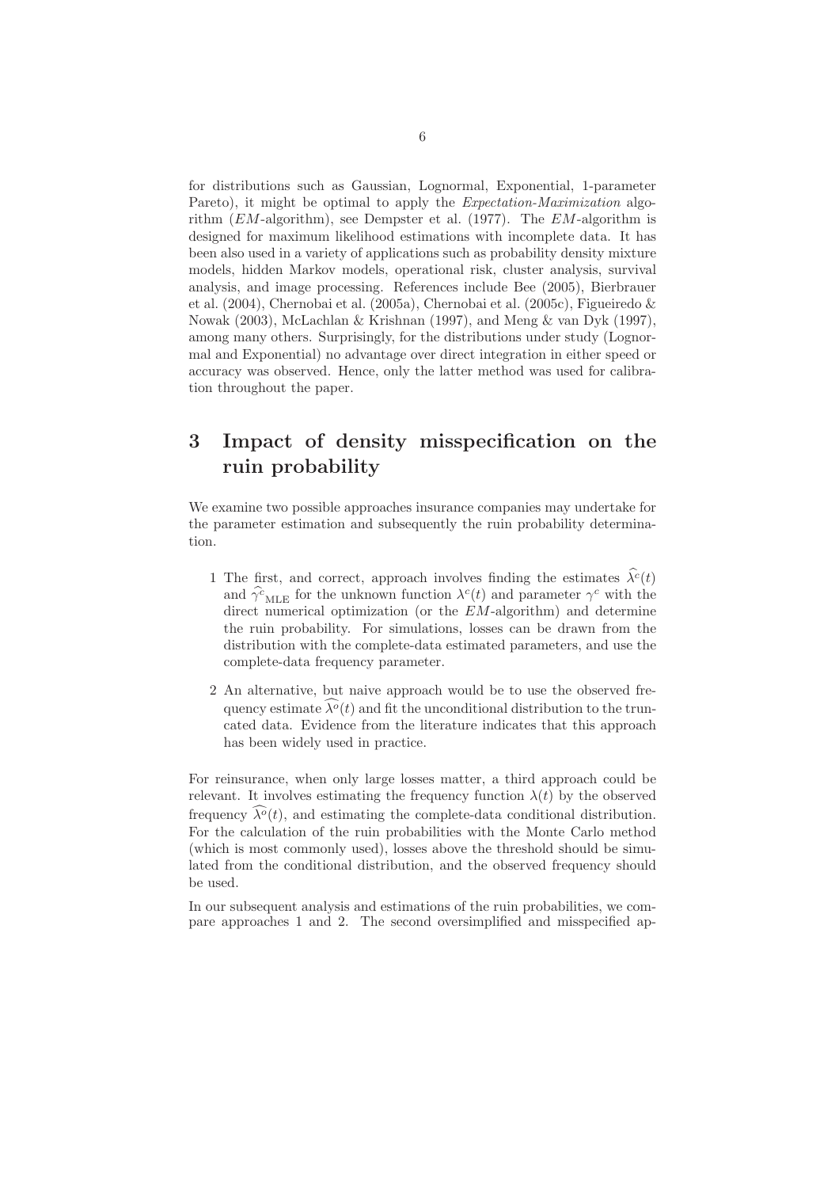for distributions such as Gaussian, Lognormal, Exponential, 1-parameter Pareto), it might be optimal to apply the *Expectation-Maximization* algorithm (*EM*-algorithm), see Dempster et al. (1977). The *EM*-algorithm is designed for maximum likelihood estimations with incomplete data. It has been also used in a variety of applications such as probability density mixture models, hidden Markov models, operational risk, cluster analysis, survival analysis, and image processing. References include Bee (2005), Bierbrauer et al. (2004), Chernobai et al. (2005a), Chernobai et al. (2005c), Figueiredo & Nowak (2003), McLachlan & Krishnan (1997), and Meng & van Dyk (1997), among many others. Surprisingly, for the distributions under study (Lognormal and Exponential) no advantage over direct integration in either speed or accuracy was observed. Hence, only the latter method was used for calibration throughout the paper.

# 3 Impact of density misspecification on the ruin probability

We examine two possible approaches insurance companies may undertake for the parameter estimation and subsequently the ruin probability determination.

1 The first, and correct, approach involves finding the estimates $\widehat{\lambda^c}(t)$ and $\widehat{\gamma^c}_{\mathrm{MLE}}$ for the unknown function $\lambda^c(t)$ and parameter $\gamma^c$ with the direct numerical optimization (or the *EM*-algorithm) and determine the ruin probability. For simulations, losses can be drawn from the distribution with the complete-data estimated parameters, and use the complete-data frequency parameter.

2 An alternative, but naive approach would be to use the observed frequency estimate $\widehat{\lambda^o}(t)$ and fit the unconditional distribution to the truncated data. Evidence from the literature indicates that this approach has been widely used in practice.

For reinsurance, when only large losses matter, a third approach could be relevant. It involves estimating the frequency function $\lambda(t)$ by the observed frequency $\widehat{\lambda^o}(t)$, and estimating the complete-data conditional distribution. For the calculation of the ruin probabilities with the Monte Carlo method (which is most commonly used), losses above the threshold should be simulated from the conditional distribution, and the observed frequency should be used.

In our subsequent analysis and estimations of the ruin probabilities, we compare approaches 1 and 2. The second oversimplified and misspecified ap-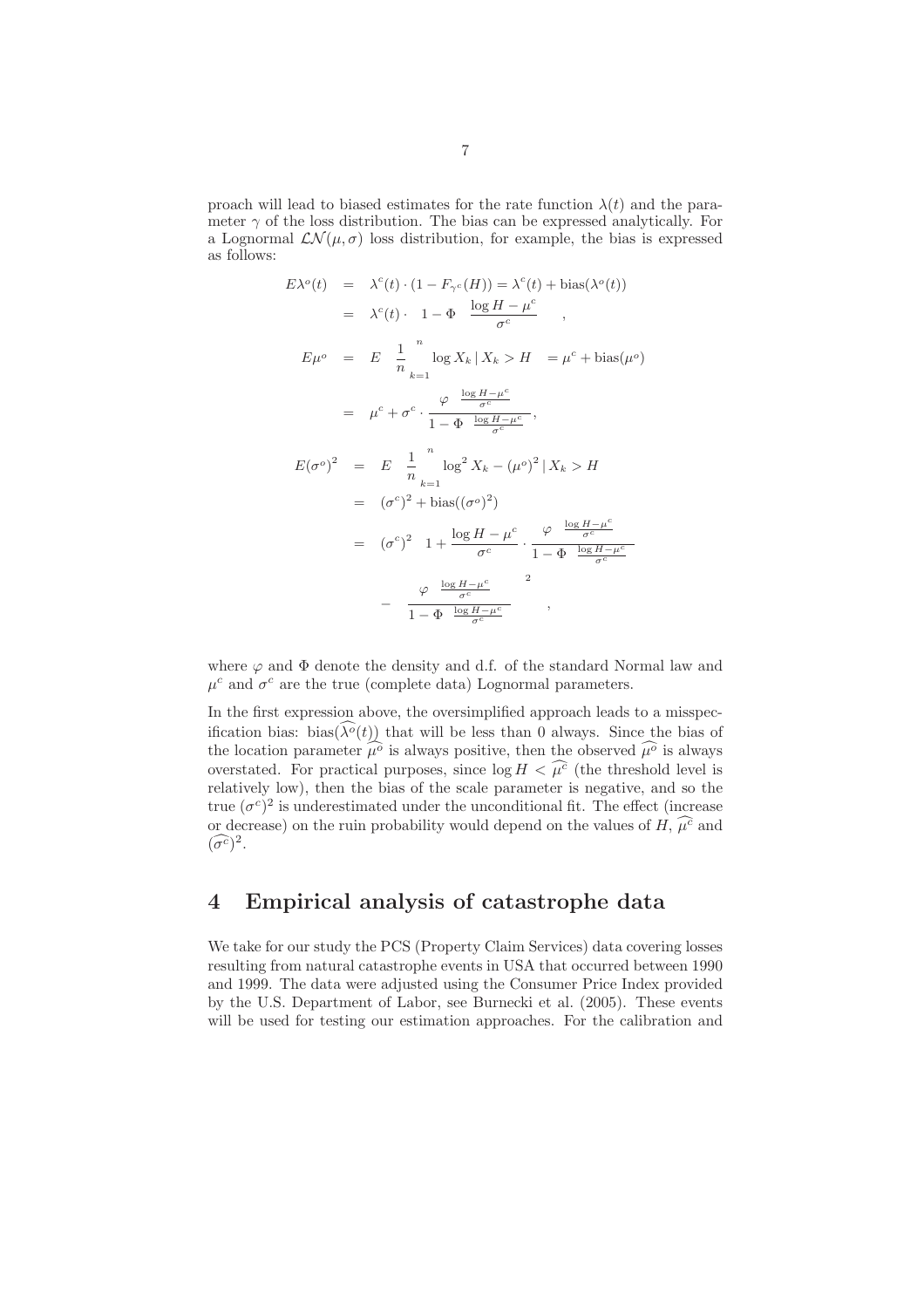proach will lead to biased estimates for the rate function $\lambda(t)$ and the parameter $\gamma$ of the loss distribution. The bias can be expressed analytically. For a Lognormal $\mathcal{LN}(\mu, \sigma)$ loss distribution, for example, the bias is expressed as follows:

$$
\begin{aligned}
E\lambda^o(t) &= \lambda^c(t) \cdot (1 - F_{\gamma^c}(H)) = \lambda^c(t) + \text{bias}(\lambda^o(t)) \\
&= \lambda^c(t) \cdot \left(1 - \Phi\left(\frac{\log H - \mu^c}{\sigma^c}\right)\right), \\
E\mu^o &= E\left(\frac{1}{n}\sum_{k=1}^{n} \log X_k \,|\, X_k > H\right) = \mu^c + \text{bias}(\mu^o) \\
&= \mu^c + \sigma^c \cdot \frac{\varphi\left(\frac{\log H - \mu^c}{\sigma^c}\right)}{1 - \Phi\left(\frac{\log H - \mu^c}{\sigma^c}\right)}, \\
E(\sigma^o)^2 &= E\left(\frac{1}{n}\sum_{k=1}^{n} \log^2 X_k - (\mu^o)^2 \,|\, X_k > H\right) \\
&= (\sigma^c)^2 + \text{bias}((\sigma^o)^2) \\
&= (\sigma^c)^2 \left(1 + \frac{\log H - \mu^c}{\sigma^c} \cdot \frac{\varphi\left(\frac{\log H - \mu^c}{\sigma^c}\right)}{1 - \Phi\left(\frac{\log H - \mu^c}{\sigma^c}\right)} \right. \\
&\quad \left. - \left(\frac{\varphi\left(\frac{\log H - \mu^c}{\sigma^c}\right)}{1 - \Phi\left(\frac{\log H - \mu^c}{\sigma^c}\right)}\right)^2\right),
\end{aligned}
$$

where $\varphi$ and $\Phi$ denote the density and d.f. of the standard Normal law and $\mu^c$ and $\sigma^c$ are the true (complete data) Lognormal parameters.

In the first expression above, the oversimplified approach leads to a misspecification bias: $\text{bias}(\widehat{\lambda^o}(t))$ that will be less than 0 always. Since the bias of the location parameter $\widehat{\mu^o}$ is always positive, then the observed $\widehat{\mu^o}$ is always overstated. For practical purposes, since $\log H < \widehat{\mu^c}$ (the threshold level is relatively low), then the bias of the scale parameter is negative, and so the true $(\sigma^c)^2$ is underestimated under the unconditional fit. The effect (increase or decrease) on the ruin probability would depend on the values of $H$, $\widehat{\mu^c}$ and $(\widehat{\sigma^c})^2$.

## 4 Empirical analysis of catastrophe data

We take for our study the PCS (Property Claim Services) data covering losses resulting from natural catastrophe events in USA that occurred between 1990 and 1999. The data were adjusted using the Consumer Price Index provided by the U.S. Department of Labor, see Burnecki et al. (2005). These events will be used for testing our estimation approaches. For the calibration and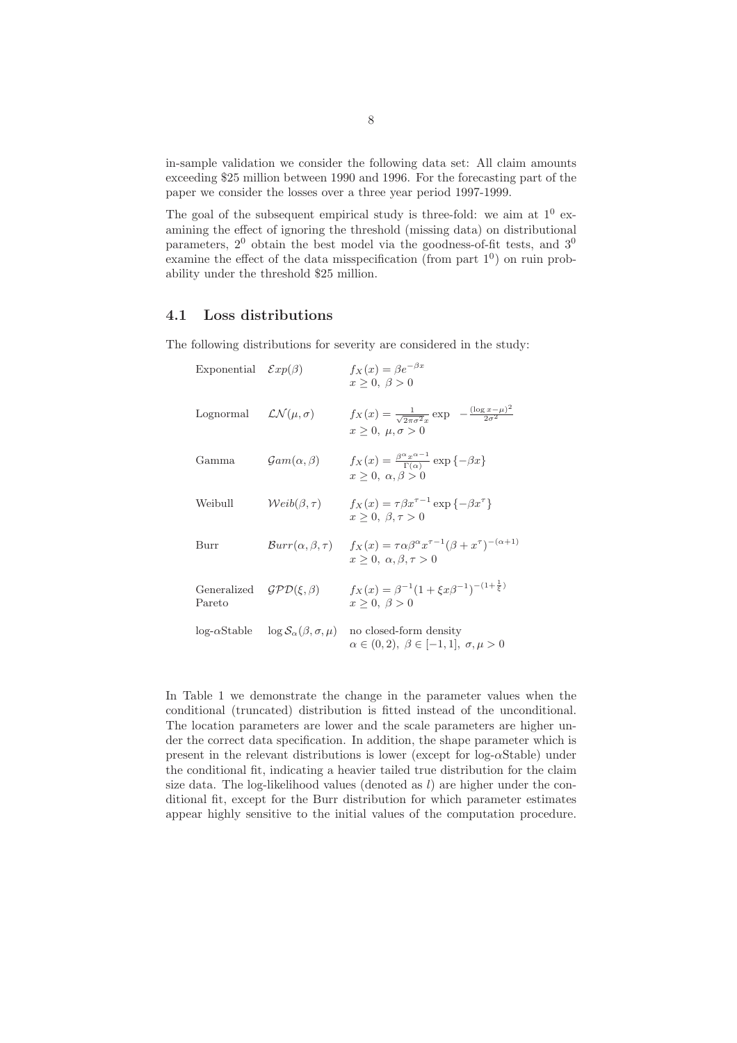in-sample validation we consider the following data set: All claim amounts exceeding \$25 million between 1990 and 1996. For the forecasting part of the paper we consider the losses over a three year period 1997-1999.

The goal of the subsequent empirical study is three-fold: we aim at $1^0$ examining the effect of ignoring the threshold (missing data) on distributional parameters, $2^0$ obtain the best model via the goodness-of-fit tests, and $3^0$ examine the effect of the data misspecification (from part $1^0$) on ruin probability under the threshold \$25 million.

## 4.1 Loss distributions

The following distributions for severity are considered in the study:

| | | |
|---|---|---|
| Exponential | $\mathcal{E}xp(\beta)$ | $f_X(x) = \beta e^{-\beta x}$ <br> $x \geq 0,\ \beta > 0$ |
| Lognormal | $\mathcal{LN}(\mu, \sigma)$ | $f_X(x) = \frac{1}{\sqrt{2\pi\sigma^2}x} \exp\ -\frac{(\log x - \mu)^2}{2\sigma^2}$ <br> $x \geq 0,\ \mu, \sigma > 0$ |
| Gamma | $\mathcal{G}am(\alpha, \beta)$ | $f_X(x) = \frac{\beta^\alpha x^{\alpha-1}}{\Gamma(\alpha)} \exp\{-\beta x\}$ <br> $x \geq 0,\ \alpha, \beta > 0$ |
| Weibull | $\mathcal{W}eib(\beta, \tau)$ | $f_X(x) = \tau\beta x^{\tau-1} \exp\{-\beta x^\tau\}$ <br> $x \geq 0,\ \beta, \tau > 0$ |
| Burr | $\mathcal{B}urr(\alpha, \beta, \tau)$ | $f_X(x) = \tau\alpha\beta^\alpha x^{\tau-1}(\beta + x^\tau)^{-(\alpha+1)}$ <br> $x \geq 0,\ \alpha, \beta, \tau > 0$ |
| Generalized Pareto | $\mathcal{GPD}(\xi, \beta)$ | $f_X(x) = \beta^{-1}(1 + \xi x \beta^{-1})^{-(1+\frac{1}{\xi})}$ <br> $x \geq 0,\ \beta > 0$ |
| log-$\alpha$Stable | $\log \mathcal{S}_\alpha(\beta, \sigma, \mu)$ | no closed-form density <br> $\alpha \in (0, 2),\ \beta \in [-1, 1],\ \sigma, \mu > 0$ |

In Table 1 we demonstrate the change in the parameter values when the conditional (truncated) distribution is fitted instead of the unconditional. The location parameters are lower and the scale parameters are higher under the correct data specification. In addition, the shape parameter which is present in the relevant distributions is lower (except for log-$\alpha$Stable) under the conditional fit, indicating a heavier tailed true distribution for the claim size data. The log-likelihood values (denoted as $l$) are higher under the conditional fit, except for the Burr distribution for which parameter estimates appear highly sensitive to the initial values of the computation procedure.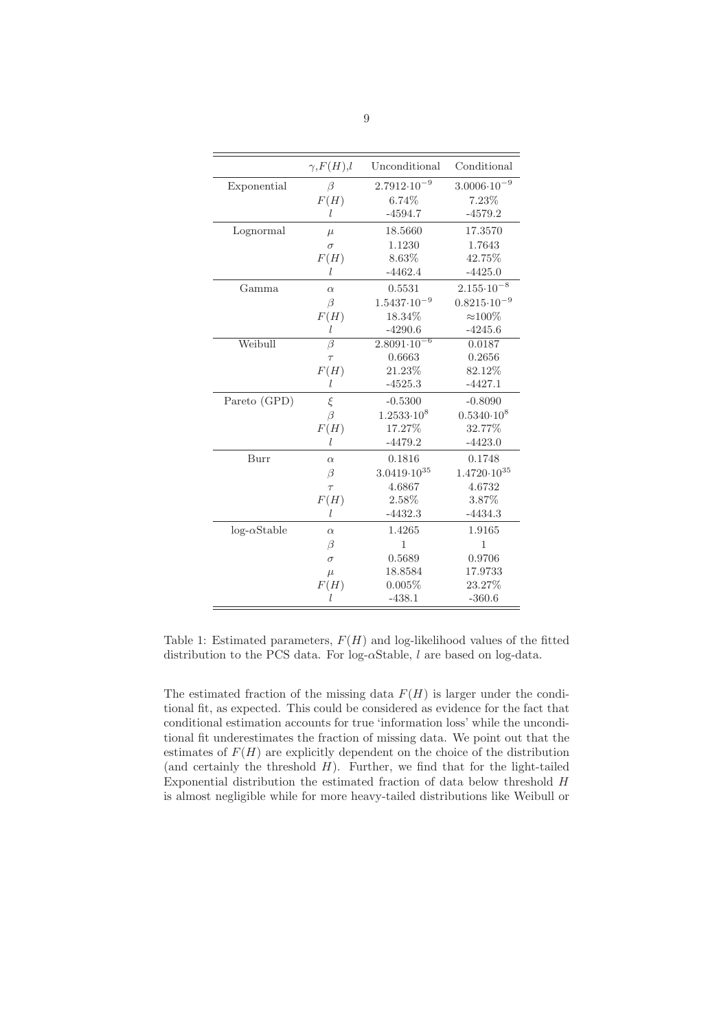|  | $\gamma$,$F(H)$,$l$ | Unconditional | Conditional |
|---|---|---|---|
| Exponential | $\beta$ | $2.7912{\cdot}10^{-9}$ | $3.0006{\cdot}10^{-9}$ |
|  | $F(H)$ | 6.74% | 7.23% |
|  | $l$ | -4594.7 | -4579.2 |
| Lognormal | $\mu$ | 18.5660 | 17.3570 |
|  | $\sigma$ | 1.1230 | 1.7643 |
|  | $F(H)$ | 8.63% | 42.75% |
|  | $l$ | -4462.4 | -4425.0 |
| Gamma | $\alpha$ | 0.5531 | $2.155{\cdot}10^{-8}$ |
|  | $\beta$ | $1.5437{\cdot}10^{-9}$ | $0.8215{\cdot}10^{-9}$ |
|  | $F(H)$ | 18.34% | ≈100% |
|  | $l$ | -4290.6 | -4245.6 |
| Weibull | $\beta$ | $2.8091{\cdot}10^{-6}$ | 0.0187 |
|  | $\tau$ | 0.6663 | 0.2656 |
|  | $F(H)$ | 21.23% | 82.12% |
|  | $l$ | -4525.3 | -4427.1 |
| Pareto (GPD) | $\xi$ | -0.5300 | -0.8090 |
|  | $\beta$ | $1.2533{\cdot}10^{8}$ | $0.5340{\cdot}10^{8}$ |
|  | $F(H)$ | 17.27% | 32.77% |
|  | $l$ | -4479.2 | -4423.0 |
| Burr | $\alpha$ | 0.1816 | 0.1748 |
|  | $\beta$ | $3.0419{\cdot}10^{35}$ | $1.4720{\cdot}10^{35}$ |
|  | $\tau$ | 4.6867 | 4.6732 |
|  | $F(H)$ | 2.58% | 3.87% |
|  | $l$ | -4432.3 | -4434.3 |
| log-$\alpha$Stable | $\alpha$ | 1.4265 | 1.9165 |
|  | $\beta$ | 1 | 1 |
|  | $\sigma$ | 0.5689 | 0.9706 |
|  | $\mu$ | 18.8584 | 17.9733 |
|  | $F(H)$ | 0.005% | 23.27% |
|  | $l$ | -438.1 | -360.6 |

Table 1: Estimated parameters, $F(H)$ and log-likelihood values of the fitted distribution to the PCS data. For log-$\alpha$Stable, $l$ are based on log-data.

The estimated fraction of the missing data $F(H)$ is larger under the conditional fit, as expected. This could be considered as evidence for the fact that conditional estimation accounts for true 'information loss' while the unconditional fit underestimates the fraction of missing data. We point out that the estimates of $F(H)$ are explicitly dependent on the choice of the distribution (and certainly the threshold $H$). Further, we find that for the light-tailed Exponential distribution the estimated fraction of data below threshold $H$ is almost negligible while for more heavy-tailed distributions like Weibull or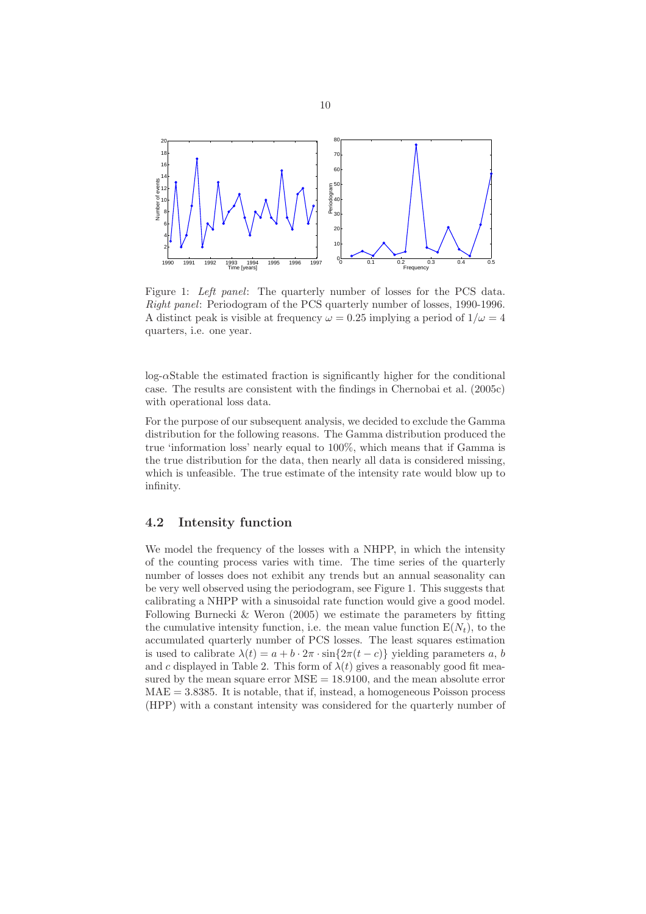Figure 1: *Left panel*: The quarterly number of losses for the PCS data. *Right panel*: Periodogram of the PCS quarterly number of losses, 1990-1996. A distinct peak is visible at frequency $\omega = 0.25$ implying a period of $1/\omega = 4$ quarters, i.e. one year.

log-$\alpha$Stable the estimated fraction is significantly higher for the conditional case. The results are consistent with the findings in Chernobai et al. (2005c) with operational loss data.

For the purpose of our subsequent analysis, we decided to exclude the Gamma distribution for the following reasons. The Gamma distribution produced the true 'information loss' nearly equal to 100%, which means that if Gamma is the true distribution for the data, then nearly all data is considered missing, which is unfeasible. The true estimate of the intensity rate would blow up to infinity.

## 4.2 Intensity function

We model the frequency of the losses with a NHPP, in which the intensity of the counting process varies with time. The time series of the quarterly number of losses does not exhibit any trends but an annual seasonality can be very well observed using the periodogram, see Figure 1. This suggests that calibrating a NHPP with a sinusoidal rate function would give a good model. Following Burnecki & Weron (2005) we estimate the parameters by fitting the cumulative intensity function, i.e. the mean value function $\mathrm{E}(N_t)$, to the accumulated quarterly number of PCS losses. The least squares estimation is used to calibrate $\lambda(t) = a + b \cdot 2\pi \cdot \sin\{2\pi(t - c)\}$ yielding parameters $a$, $b$ and $c$ displayed in Table 2. This form of $\lambda(t)$ gives a reasonably good fit measured by the mean square error $\mathrm{MSE} = 18.9100$, and the mean absolute error $\mathrm{MAE} = 3.8385$. It is notable, that if, instead, a homogeneous Poisson process (HPP) with a constant intensity was considered for the quarterly number of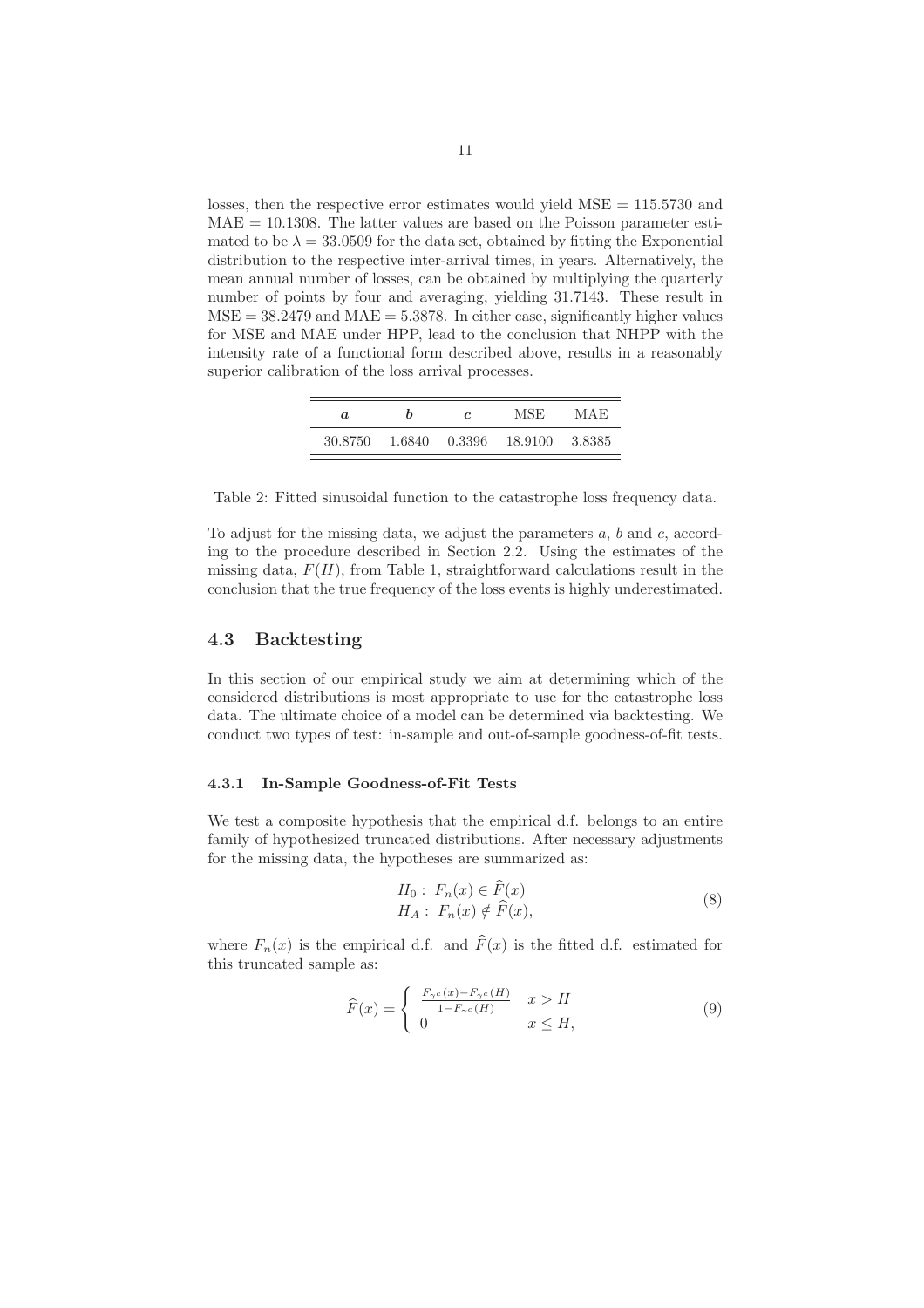losses, then the respective error estimates would yield MSE = 115.5730 and MAE = 10.1308. The latter values are based on the Poisson parameter estimated to be $\lambda = 33.0509$ for the data set, obtained by fitting the Exponential distribution to the respective inter-arrival times, in years. Alternatively, the mean annual number of losses, can be obtained by multiplying the quarterly number of points by four and averaging, yielding 31.7143. These result in MSE = 38.2479 and MAE = 5.3878. In either case, significantly higher values for MSE and MAE under HPP, lead to the conclusion that NHPP with the intensity rate of a functional form described above, results in a reasonably superior calibration of the loss arrival processes.

| $a$ | $b$ | $c$ | MSE | MAE |
|---|---|---|---|---|
| 30.8750 | 1.6840 | 0.3396 | 18.9100 | 3.8385 |

Table 2: Fitted sinusoidal function to the catastrophe loss frequency data.

To adjust for the missing data, we adjust the parameters $a$, $b$ and $c$, according to the procedure described in Section 2.2. Using the estimates of the missing data, $F(H)$, from Table 1, straightforward calculations result in the conclusion that the true frequency of the loss events is highly underestimated.

## 4.3 Backtesting

In this section of our empirical study we aim at determining which of the considered distributions is most appropriate to use for the catastrophe loss data. The ultimate choice of a model can be determined via backtesting. We conduct two types of test: in-sample and out-of-sample goodness-of-fit tests.

### 4.3.1 In-Sample Goodness-of-Fit Tests

We test a composite hypothesis that the empirical d.f. belongs to an entire family of hypothesized truncated distributions. After necessary adjustments for the missing data, the hypotheses are summarized as:

$$\begin{aligned} H_0 &: \ F_n(x) \in \widehat{F}(x) \\ H_A &: \ F_n(x) \notin \widehat{F}(x), \end{aligned} \tag{8}$$

where $F_n(x)$ is the empirical d.f. and $\widehat{F}(x)$ is the fitted d.f. estimated for this truncated sample as:

$$\widehat{F}(x) = \begin{cases} \frac{F_{\gamma^c}(x) - F_{\gamma^c}(H)}{1 - F_{\gamma^c}(H)} & x > H \\ 0 & x \leq H, \end{cases} \tag{9}$$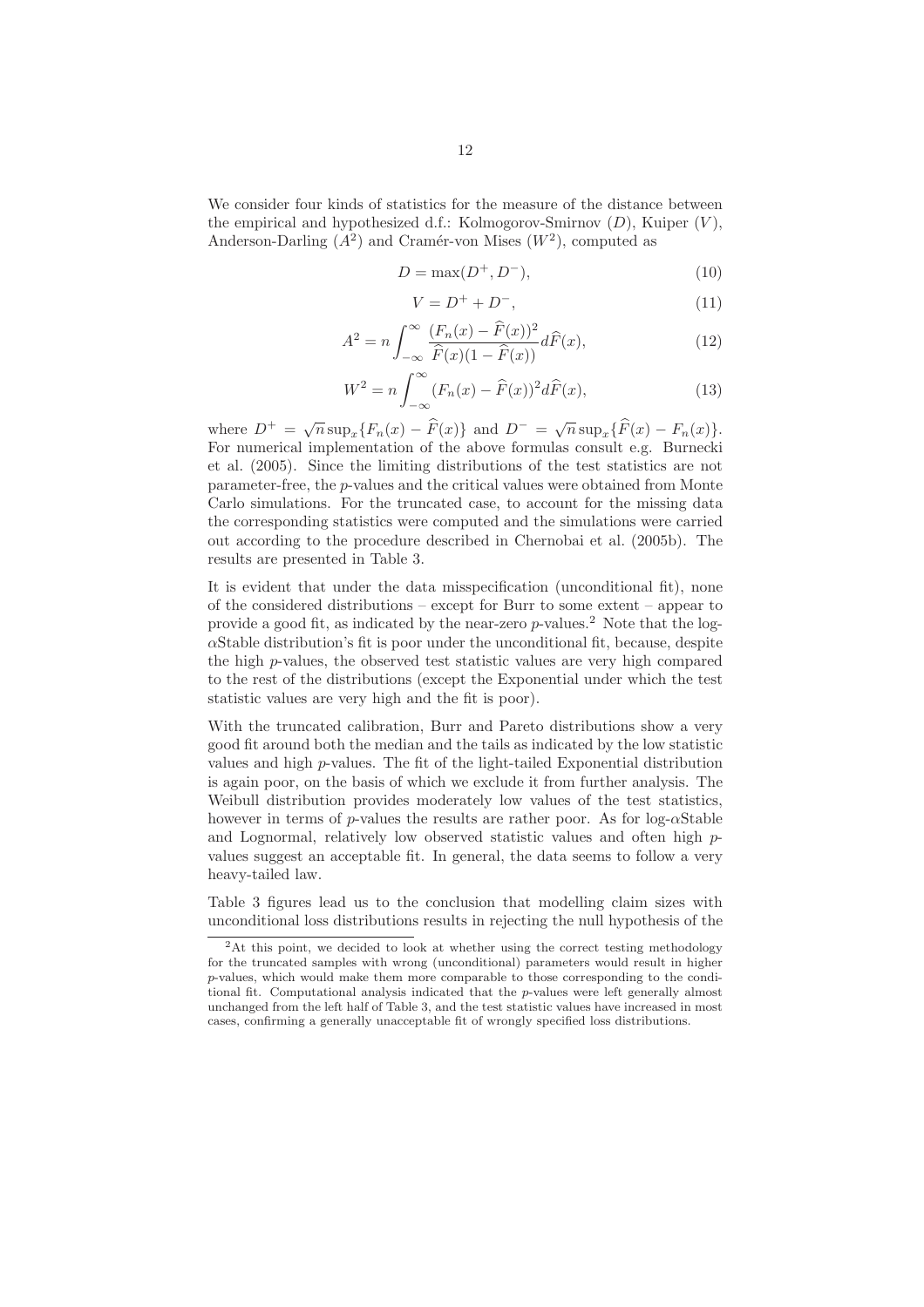We consider four kinds of statistics for the measure of the distance between the empirical and hypothesized d.f.: Kolmogorov-Smirnov ($D$), Kuiper ($V$), Anderson-Darling ($A^2$) and Cramér-von Mises ($W^2$), computed as

$$D = \max(D^+, D^-), \tag{10}$$

$$V = D^+ + D^-, \tag{11}$$

$$A^2 = n \int_{-\infty}^{\infty} \frac{(F_n(x) - \widehat{F}(x))^2}{\widehat{F}(x)(1 - \widehat{F}(x))} d\widehat{F}(x), \tag{12}$$

$$W^2 = n \int_{-\infty}^{\infty} (F_n(x) - \widehat{F}(x))^2 d\widehat{F}(x), \tag{13}$$

where $D^+ = \sqrt{n} \sup_x \{F_n(x) - \widehat{F}(x)\}$ and $D^- = \sqrt{n} \sup_x \{\widehat{F}(x) - F_n(x)\}$. For numerical implementation of the above formulas consult e.g. Burnecki et al. (2005). Since the limiting distributions of the test statistics are not parameter-free, the $p$-values and the critical values were obtained from Monte Carlo simulations. For the truncated case, to account for the missing data the corresponding statistics were computed and the simulations were carried out according to the procedure described in Chernobai et al. (2005b). The results are presented in Table 3.

It is evident that under the data misspecification (unconditional fit), none of the considered distributions – except for Burr to some extent – appear to provide a good fit, as indicated by the near-zero $p$-values.[2] Note that the log-$\alpha$Stable distribution's fit is poor under the unconditional fit, because, despite the high $p$-values, the observed test statistic values are very high compared to the rest of the distributions (except the Exponential under which the test statistic values are very high and the fit is poor).

With the truncated calibration, Burr and Pareto distributions show a very good fit around both the median and the tails as indicated by the low statistic values and high $p$-values. The fit of the light-tailed Exponential distribution is again poor, on the basis of which we exclude it from further analysis. The Weibull distribution provides moderately low values of the test statistics, however in terms of $p$-values the results are rather poor. As for log-$\alpha$Stable and Lognormal, relatively low observed statistic values and often high $p$-values suggest an acceptable fit. In general, the data seems to follow a very heavy-tailed law.

Table 3 figures lead us to the conclusion that modelling claim sizes with unconditional loss distributions results in rejecting the null hypothesis of the

[2] At this point, we decided to look at whether using the correct testing methodology for the truncated samples with wrong (unconditional) parameters would result in higher $p$-values, which would make them more comparable to those corresponding to the conditional fit. Computational analysis indicated that the $p$-values were left generally almost unchanged from the left half of Table 3, and the test statistic values have increased in most cases, confirming a generally unacceptable fit of wrongly specified loss distributions.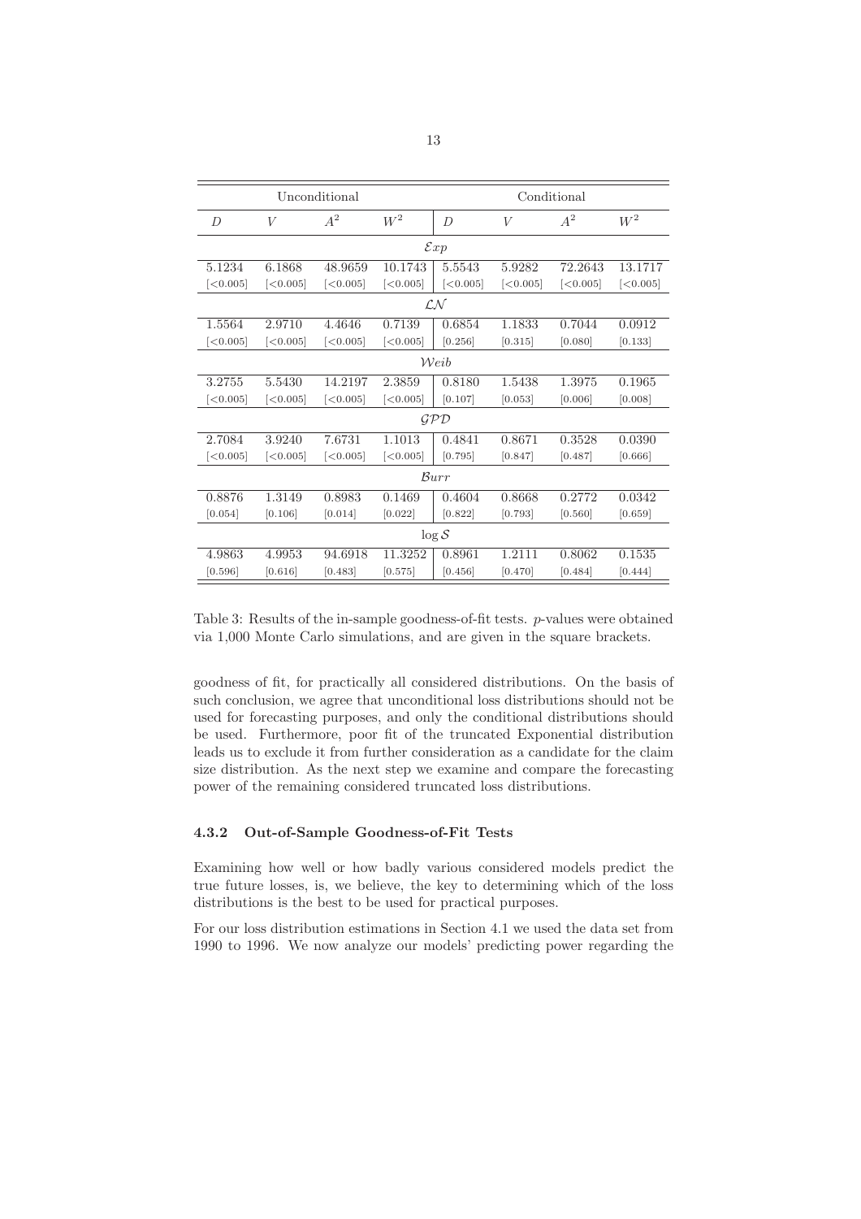| Unconditional | | | | Conditional | | | |
|---|---|---|---|---|---|---|---|
| $D$ | $V$ | $A^2$ | $W^2$ | $D$ | $V$ | $A^2$ | $W^2$ |
| | | | $\mathcal{E}xp$ | | | | |
| 5.1234 | 6.1868 | 48.9659 | 10.1743 | 5.5543 | 5.9282 | 72.2643 | 13.1717 |
| [<0.005] | [<0.005] | [<0.005] | [<0.005] | [<0.005] | [<0.005] | [<0.005] | [<0.005] |
| | | | $\mathcal{LN}$ | | | | |
| 1.5564 | 2.9710 | 4.4646 | 0.7139 | 0.6854 | 1.1833 | 0.7044 | 0.0912 |
| [<0.005] | [<0.005] | [<0.005] | [<0.005] | [0.256] | [0.315] | [0.080] | [0.133] |
| | | | $\mathcal{W}eib$ | | | | |
| 3.2755 | 5.5430 | 14.2197 | 2.3859 | 0.8180 | 1.5438 | 1.3975 | 0.1965 |
| [<0.005] | [<0.005] | [<0.005] | [<0.005] | [0.107] | [0.053] | [0.006] | [0.008] |
| | | | $\mathcal{GPD}$ | | | | |
| 2.7084 | 3.9240 | 7.6731 | 1.1013 | 0.4841 | 0.8671 | 0.3528 | 0.0390 |
| [<0.005] | [<0.005] | [<0.005] | [<0.005] | [0.795] | [0.847] | [0.487] | [0.666] |
| | | | $\mathcal{B}urr$ | | | | |
| 0.8876 | 1.3149 | 0.8983 | 0.1469 | 0.4604 | 0.8668 | 0.2772 | 0.0342 |
| [0.054] | [0.106] | [0.014] | [0.022] | [0.822] | [0.793] | [0.560] | [0.659] |
| | | | $\log \mathcal{S}$ | | | | |
| 4.9863 | 4.9953 | 94.6918 | 11.3252 | 0.8961 | 1.2111 | 0.8062 | 0.1535 |
| [0.596] | [0.616] | [0.483] | [0.575] | [0.456] | [0.470] | [0.484] | [0.444] |

Table 3: Results of the in-sample goodness-of-fit tests. $p$-values were obtained via 1,000 Monte Carlo simulations, and are given in the square brackets.

goodness of fit, for practically all considered distributions. On the basis of such conclusion, we agree that unconditional loss distributions should not be used for forecasting purposes, and only the conditional distributions should be used. Furthermore, poor fit of the truncated Exponential distribution leads us to exclude it from further consideration as a candidate for the claim size distribution. As the next step we examine and compare the forecasting power of the remaining considered truncated loss distributions.

### 4.3.2 Out-of-Sample Goodness-of-Fit Tests

Examining how well or how badly various considered models predict the true future losses, is, we believe, the key to determining which of the loss distributions is the best to be used for practical purposes.

For our loss distribution estimations in Section 4.1 we used the data set from 1990 to 1996. We now analyze our models' predicting power regarding the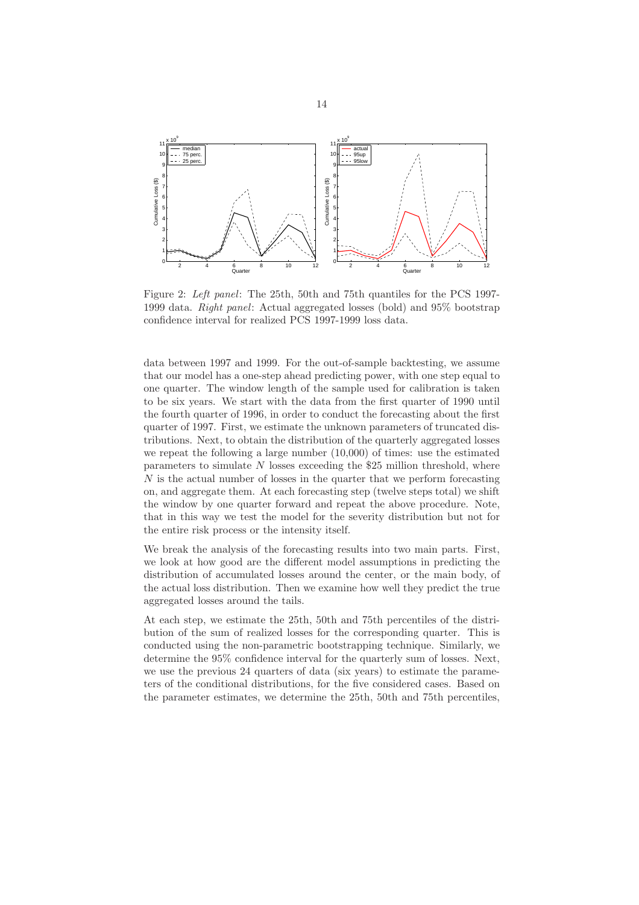Figure 2: *Left panel*: The 25th, 50th and 75th quantiles for the PCS 1997-1999 data. *Right panel*: Actual aggregated losses (bold) and 95% bootstrap confidence interval for realized PCS 1997-1999 loss data.

data between 1997 and 1999. For the out-of-sample backtesting, we assume that our model has a one-step ahead predicting power, with one step equal to one quarter. The window length of the sample used for calibration is taken to be six years. We start with the data from the first quarter of 1990 until the fourth quarter of 1996, in order to conduct the forecasting about the first quarter of 1997. First, we estimate the unknown parameters of truncated distributions. Next, to obtain the distribution of the quarterly aggregated losses we repeat the following a large number (10,000) of times: use the estimated parameters to simulate $N$ losses exceeding the \$25 million threshold, where $N$ is the actual number of losses in the quarter that we perform forecasting on, and aggregate them. At each forecasting step (twelve steps total) we shift the window by one quarter forward and repeat the above procedure. Note, that in this way we test the model for the severity distribution but not for the entire risk process or the intensity itself.

We break the analysis of the forecasting results into two main parts. First, we look at how good are the different model assumptions in predicting the distribution of accumulated losses around the center, or the main body, of the actual loss distribution. Then we examine how well they predict the true aggregated losses around the tails.

At each step, we estimate the 25th, 50th and 75th percentiles of the distribution of the sum of realized losses for the corresponding quarter. This is conducted using the non-parametric bootstrapping technique. Similarly, we determine the 95% confidence interval for the quarterly sum of losses. Next, we use the previous 24 quarters of data (six years) to estimate the parameters of the conditional distributions, for the five considered cases. Based on the parameter estimates, we determine the 25th, 50th and 75th percentiles,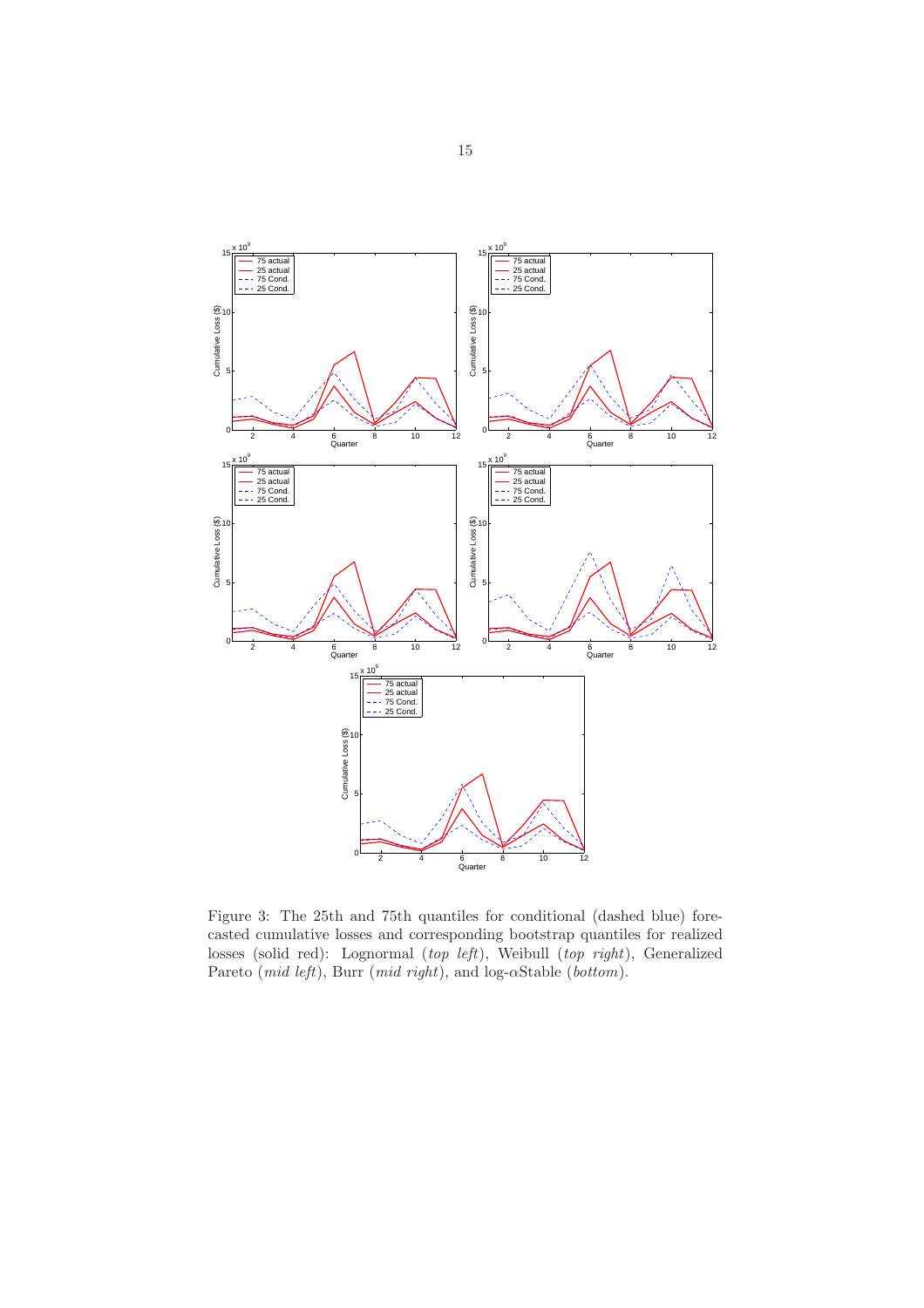Figure 3: The 25th and 75th quantiles for conditional (dashed blue) forecasted cumulative losses and corresponding bootstrap quantiles for realized losses (solid red): Lognormal (*top left*), Weibull (*top right*), Generalized Pareto (*mid left*), Burr (*mid right*), and log-$\alpha$Stable (*bottom*).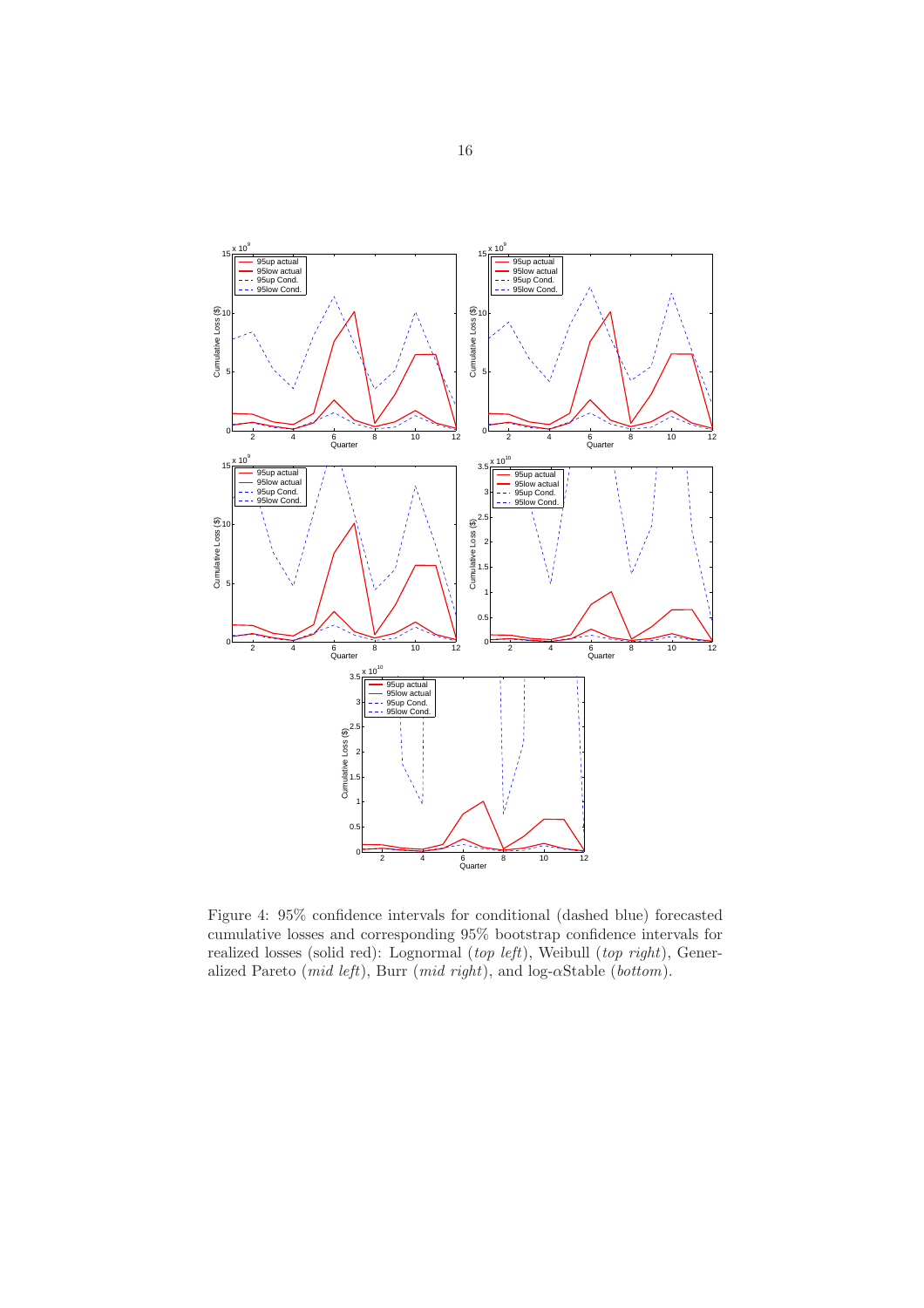Figure 4: 95% confidence intervals for conditional (dashed blue) forecasted cumulative losses and corresponding 95% bootstrap confidence intervals for realized losses (solid red): Lognormal (*top left*), Weibull (*top right*), Generalized Pareto (*mid left*), Burr (*mid right*), and log-$\alpha$Stable (*bottom*).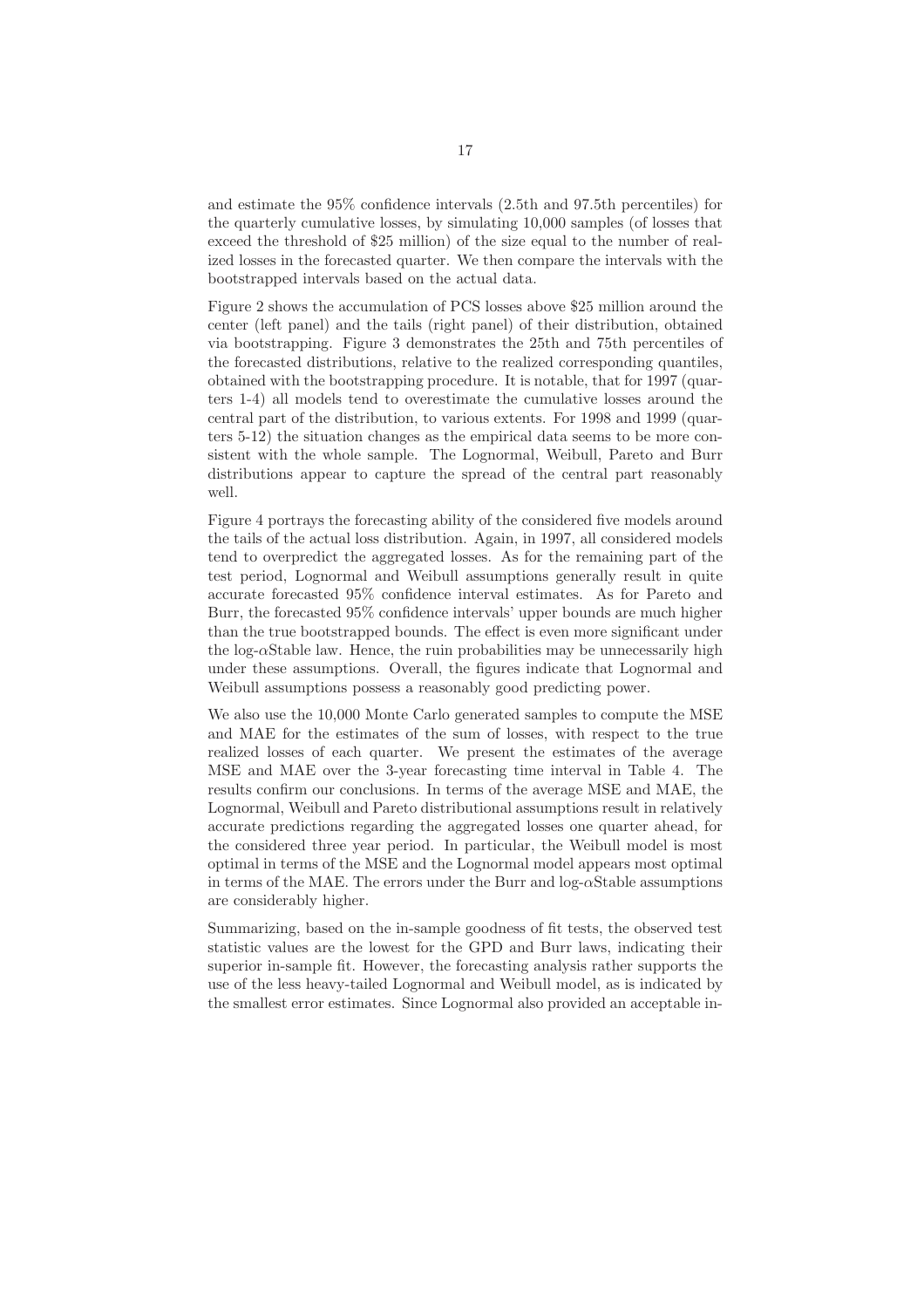and estimate the 95% confidence intervals (2.5th and 97.5th percentiles) for the quarterly cumulative losses, by simulating 10,000 samples (of losses that exceed the threshold of \$25 million) of the size equal to the number of realized losses in the forecasted quarter. We then compare the intervals with the bootstrapped intervals based on the actual data.

Figure 2 shows the accumulation of PCS losses above \$25 million around the center (left panel) and the tails (right panel) of their distribution, obtained via bootstrapping. Figure 3 demonstrates the 25th and 75th percentiles of the forecasted distributions, relative to the realized corresponding quantiles, obtained with the bootstrapping procedure. It is notable, that for 1997 (quarters 1-4) all models tend to overestimate the cumulative losses around the central part of the distribution, to various extents. For 1998 and 1999 (quarters 5-12) the situation changes as the empirical data seems to be more consistent with the whole sample. The Lognormal, Weibull, Pareto and Burr distributions appear to capture the spread of the central part reasonably well.

Figure 4 portrays the forecasting ability of the considered five models around the tails of the actual loss distribution. Again, in 1997, all considered models tend to overpredict the aggregated losses. As for the remaining part of the test period, Lognormal and Weibull assumptions generally result in quite accurate forecasted 95% confidence interval estimates. As for Pareto and Burr, the forecasted 95% confidence intervals' upper bounds are much higher than the true bootstrapped bounds. The effect is even more significant under the log-$\alpha$Stable law. Hence, the ruin probabilities may be unnecessarily high under these assumptions. Overall, the figures indicate that Lognormal and Weibull assumptions possess a reasonably good predicting power.

We also use the 10,000 Monte Carlo generated samples to compute the MSE and MAE for the estimates of the sum of losses, with respect to the true realized losses of each quarter. We present the estimates of the average MSE and MAE over the 3-year forecasting time interval in Table 4. The results confirm our conclusions. In terms of the average MSE and MAE, the Lognormal, Weibull and Pareto distributional assumptions result in relatively accurate predictions regarding the aggregated losses one quarter ahead, for the considered three year period. In particular, the Weibull model is most optimal in terms of the MSE and the Lognormal model appears most optimal in terms of the MAE. The errors under the Burr and log-$\alpha$Stable assumptions are considerably higher.

Summarizing, based on the in-sample goodness of fit tests, the observed test statistic values are the lowest for the GPD and Burr laws, indicating their superior in-sample fit. However, the forecasting analysis rather supports the use of the less heavy-tailed Lognormal and Weibull model, as is indicated by the smallest error estimates. Since Lognormal also provided an acceptable in-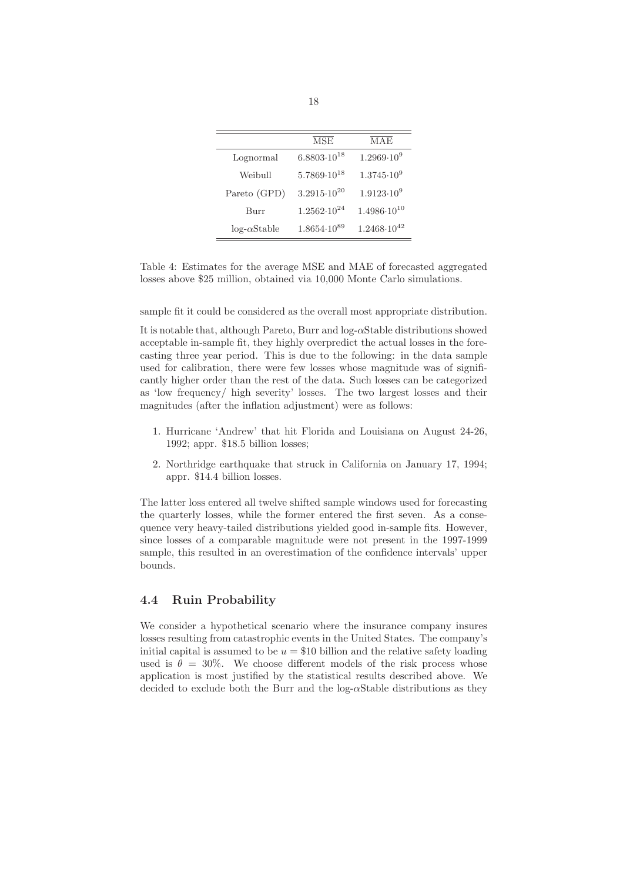| | $\overline{\text{MSE}}$ | $\overline{\text{MAE}}$ |
|---|---|---|
| Lognormal | $6.8803{\cdot}10^{18}$ | $1.2969{\cdot}10^{9}$ |
| Weibull | $5.7869{\cdot}10^{18}$ | $1.3745{\cdot}10^{9}$ |
| Pareto (GPD) | $3.2915{\cdot}10^{20}$ | $1.9123{\cdot}10^{9}$ |
| Burr | $1.2562{\cdot}10^{24}$ | $1.4986{\cdot}10^{10}$ |
| log-$\alpha$Stable | $1.8654{\cdot}10^{89}$ | $1.2468{\cdot}10^{42}$ |

Table 4: Estimates for the average MSE and MAE of forecasted aggregated losses above \$25 million, obtained via 10,000 Monte Carlo simulations.

sample fit it could be considered as the overall most appropriate distribution.

It is notable that, although Pareto, Burr and log-$\alpha$Stable distributions showed acceptable in-sample fit, they highly overpredict the actual losses in the forecasting three year period. This is due to the following: in the data sample used for calibration, there were few losses whose magnitude was of significantly higher order than the rest of the data. Such losses can be categorized as 'low frequency/ high severity' losses. The two largest losses and their magnitudes (after the inflation adjustment) were as follows:

1. Hurricane 'Andrew' that hit Florida and Louisiana on August 24-26, 1992; appr. \$18.5 billion losses;
2. Northridge earthquake that struck in California on January 17, 1994; appr. \$14.4 billion losses.

The latter loss entered all twelve shifted sample windows used for forecasting the quarterly losses, while the former entered the first seven. As a consequence very heavy-tailed distributions yielded good in-sample fits. However, since losses of a comparable magnitude were not present in the 1997-1999 sample, this resulted in an overestimation of the confidence intervals' upper bounds.

### 4.4 Ruin Probability

We consider a hypothetical scenario where the insurance company insures losses resulting from catastrophic events in the United States. The company's initial capital is assumed to be $u = \$10$ billion and the relative safety loading used is $\theta = 30\%$. We choose different models of the risk process whose application is most justified by the statistical results described above. We decided to exclude both the Burr and the log-$\alpha$Stable distributions as they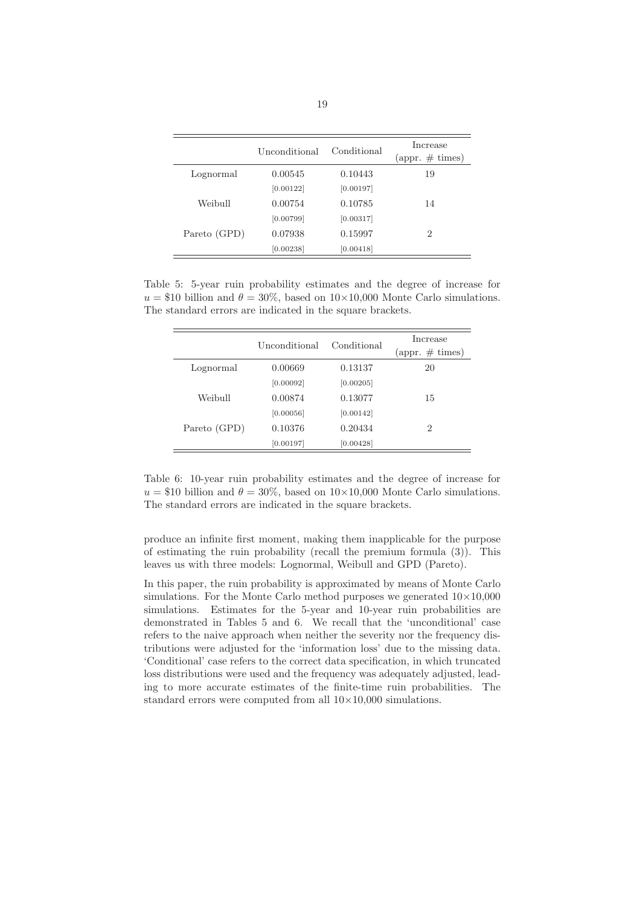|  | Unconditional | Conditional | Increase (appr. # times) |
|---|---|---|---|
| Lognormal | 0.00545 | 0.10443 | 19 |
|  | [0.00122] | [0.00197] |  |
| Weibull | 0.00754 | 0.10785 | 14 |
|  | [0.00799] | [0.00317] |  |
| Pareto (GPD) | 0.07938 | 0.15997 | 2 |
|  | [0.00238] | [0.00418] |  |

Table 5: 5-year ruin probability estimates and the degree of increase for $u =$ \$10 billion and $\theta = 30\%$, based on $10 \times 10{,}000$ Monte Carlo simulations. The standard errors are indicated in the square brackets.

|  | Unconditional | Conditional | Increase (appr. # times) |
|---|---|---|---|
| Lognormal | 0.00669 | 0.13137 | 20 |
|  | [0.00092] | [0.00205] |  |
| Weibull | 0.00874 | 0.13077 | 15 |
|  | [0.00056] | [0.00142] |  |
| Pareto (GPD) | 0.10376 | 0.20434 | 2 |
|  | [0.00197] | [0.00428] |  |

Table 6: 10-year ruin probability estimates and the degree of increase for $u =$ \$10 billion and $\theta = 30\%$, based on $10 \times 10{,}000$ Monte Carlo simulations. The standard errors are indicated in the square brackets.

produce an infinite first moment, making them inapplicable for the purpose of estimating the ruin probability (recall the premium formula (3)). This leaves us with three models: Lognormal, Weibull and GPD (Pareto).

In this paper, the ruin probability is approximated by means of Monte Carlo simulations. For the Monte Carlo method purposes we generated $10 \times 10{,}000$ simulations. Estimates for the 5-year and 10-year ruin probabilities are demonstrated in Tables 5 and 6. We recall that the 'unconditional' case refers to the naive approach when neither the severity nor the frequency distributions were adjusted for the 'information loss' due to the missing data. 'Conditional' case refers to the correct data specification, in which truncated loss distributions were used and the frequency was adequately adjusted, leading to more accurate estimates of the finite-time ruin probabilities. The standard errors were computed from all $10 \times 10{,}000$ simulations.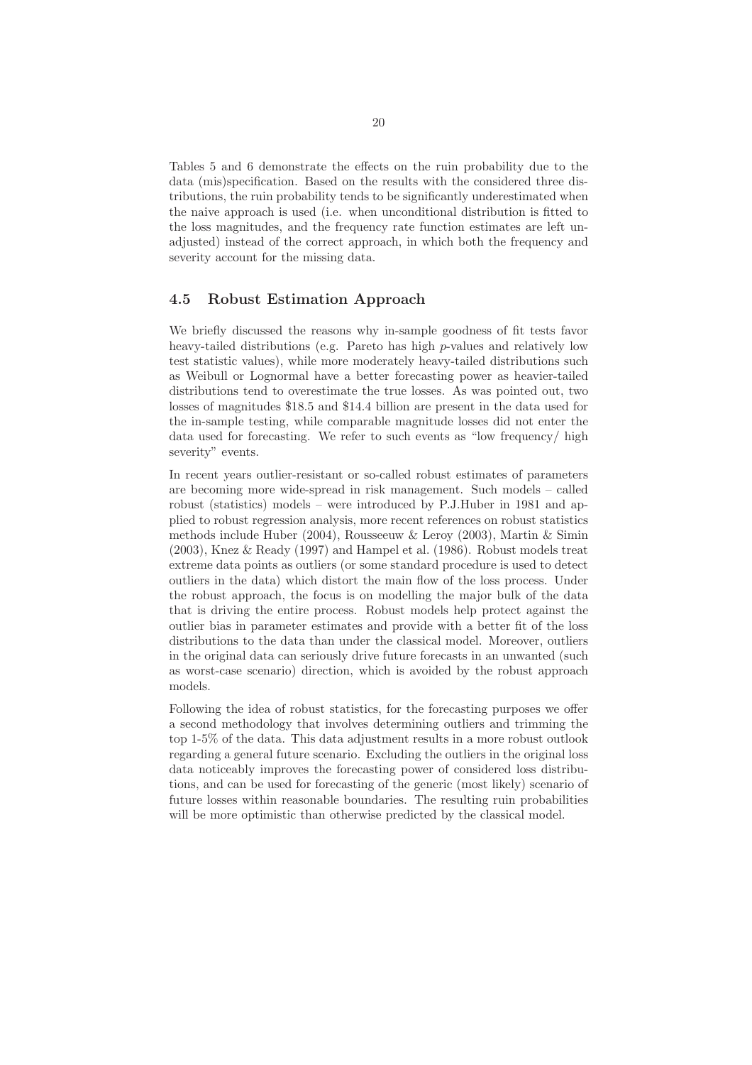Tables 5 and 6 demonstrate the effects on the ruin probability due to the data (mis)specification. Based on the results with the considered three distributions, the ruin probability tends to be significantly underestimated when the naive approach is used (i.e. when unconditional distribution is fitted to the loss magnitudes, and the frequency rate function estimates are left unadjusted) instead of the correct approach, in which both the frequency and severity account for the missing data.

## 4.5 Robust Estimation Approach

We briefly discussed the reasons why in-sample goodness of fit tests favor heavy-tailed distributions (e.g. Pareto has high $p$-values and relatively low test statistic values), while more moderately heavy-tailed distributions such as Weibull or Lognormal have a better forecasting power as heavier-tailed distributions tend to overestimate the true losses. As was pointed out, two losses of magnitudes \$18.5 and \$14.4 billion are present in the data used for the in-sample testing, while comparable magnitude losses did not enter the data used for forecasting. We refer to such events as "low frequency/ high severity" events.

In recent years outlier-resistant or so-called robust estimates of parameters are becoming more wide-spread in risk management. Such models – called robust (statistics) models – were introduced by P.J.Huber in 1981 and applied to robust regression analysis, more recent references on robust statistics methods include Huber (2004), Rousseeuw & Leroy (2003), Martin & Simin (2003), Knez & Ready (1997) and Hampel et al. (1986). Robust models treat extreme data points as outliers (or some standard procedure is used to detect outliers in the data) which distort the main flow of the loss process. Under the robust approach, the focus is on modelling the major bulk of the data that is driving the entire process. Robust models help protect against the outlier bias in parameter estimates and provide with a better fit of the loss distributions to the data than under the classical model. Moreover, outliers in the original data can seriously drive future forecasts in an unwanted (such as worst-case scenario) direction, which is avoided by the robust approach models.

Following the idea of robust statistics, for the forecasting purposes we offer a second methodology that involves determining outliers and trimming the top 1-5% of the data. This data adjustment results in a more robust outlook regarding a general future scenario. Excluding the outliers in the original loss data noticeably improves the forecasting power of considered loss distributions, and can be used for forecasting of the generic (most likely) scenario of future losses within reasonable boundaries. The resulting ruin probabilities will be more optimistic than otherwise predicted by the classical model.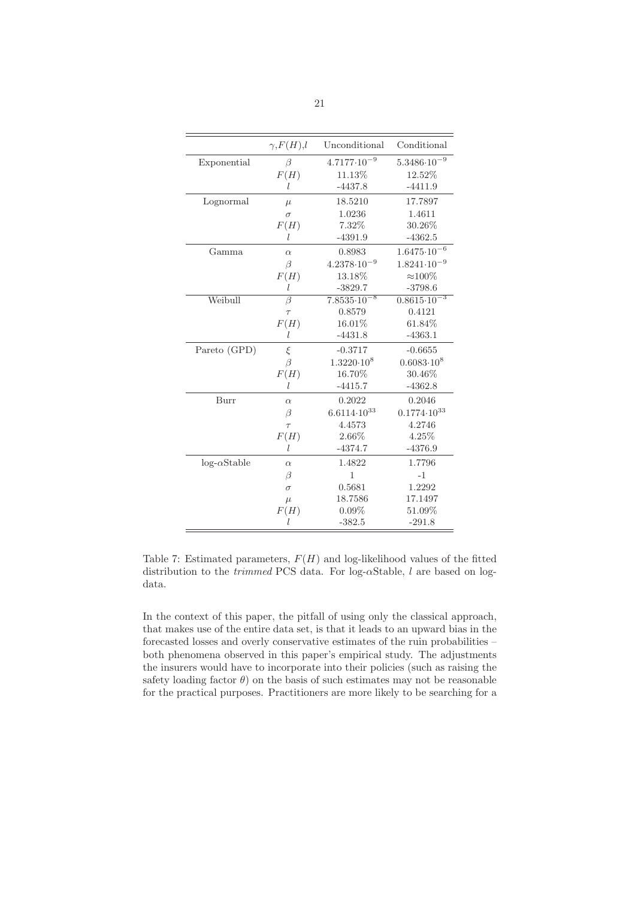| | $\gamma, F(H), l$ | Unconditional | Conditional |
|---|---|---|---|
| Exponential | $\beta$ | $4.7177{\cdot}10^{-9}$ | $5.3486{\cdot}10^{-9}$ |
| | $F(H)$ | 11.13% | 12.52% |
| | $l$ | -4437.8 | -4411.9 |
| Lognormal | $\mu$ | 18.5210 | 17.7897 |
| | $\sigma$ | 1.0236 | 1.4611 |
| | $F(H)$ | 7.32% | 30.26% |
| | $l$ | -4391.9 | -4362.5 |
| Gamma | $\alpha$ | 0.8983 | $1.6475{\cdot}10^{-6}$ |
| | $\beta$ | $4.2378{\cdot}10^{-9}$ | $1.8241{\cdot}10^{-9}$ |
| | $F(H)$ | 13.18% | $\approx$100% |
| | $l$ | -3829.7 | -3798.6 |
| Weibull | $\beta$ | $7.8535{\cdot}10^{-8}$ | $0.8615{\cdot}10^{-3}$ |
| | $\tau$ | 0.8579 | 0.4121 |
| | $F(H)$ | 16.01% | 61.84% |
| | $l$ | -4431.8 | -4363.1 |
| Pareto (GPD) | $\xi$ | -0.3717 | -0.6655 |
| | $\beta$ | $1.3220{\cdot}10^{8}$ | $0.6083{\cdot}10^{8}$ |
| | $F(H)$ | 16.70% | 30.46% |
| | $l$ | -4415.7 | -4362.8 |
| Burr | $\alpha$ | 0.2022 | 0.2046 |
| | $\beta$ | $6.6114{\cdot}10^{33}$ | $0.1774{\cdot}10^{33}$ |
| | $\tau$ | 4.4573 | 4.2746 |
| | $F(H)$ | 2.66% | 4.25% |
| | $l$ | -4374.7 | -4376.9 |
| log-$\alpha$Stable | $\alpha$ | 1.4822 | 1.7796 |
| | $\beta$ | 1 | -1 |
| | $\sigma$ | 0.5681 | 1.2292 |
| | $\mu$ | 18.7586 | 17.1497 |
| | $F(H)$ | 0.09% | 51.09% |
| | $l$ | -382.5 | -291.8 |

Table 7: Estimated parameters, $F(H)$ and log-likelihood values of the fitted distribution to the *trimmed* PCS data. For log-$\alpha$Stable, $l$ are based on log-data.

In the context of this paper, the pitfall of using only the classical approach, that makes use of the entire data set, is that it leads to an upward bias in the forecasted losses and overly conservative estimates of the ruin probabilities – both phenomena observed in this paper's empirical study. The adjustments the insurers would have to incorporate into their policies (such as raising the safety loading factor $\theta$) on the basis of such estimates may not be reasonable for the practical purposes. Practitioners are more likely to be searching for a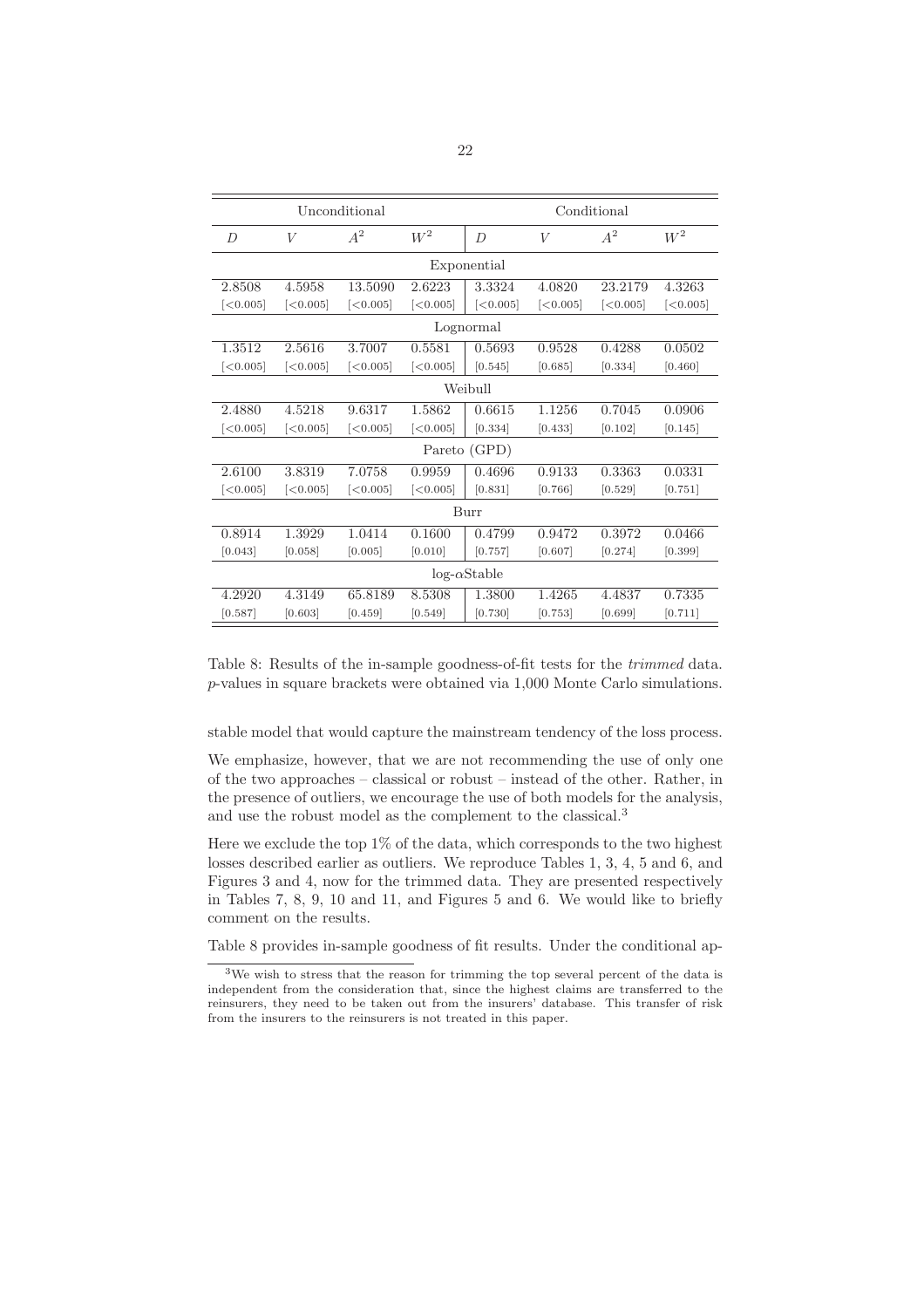| Unconditional | | | | Conditional | | | |
|---|---|---|---|---|---|---|---|
| $D$ | $V$ | $A^2$ | $W^2$ | $D$ | $V$ | $A^2$ | $W^2$ |
| Exponential | | | | | | | |
| 2.8508 | 4.5958 | 13.5090 | 2.6223 | 3.3324 | 4.0820 | 23.2179 | 4.3263 |
| [<0.005] | [<0.005] | [<0.005] | [<0.005] | [<0.005] | [<0.005] | [<0.005] | [<0.005] |
| Lognormal | | | | | | | |
| 1.3512 | 2.5616 | 3.7007 | 0.5581 | 0.5693 | 0.9528 | 0.4288 | 0.0502 |
| [<0.005] | [<0.005] | [<0.005] | [<0.005] | [0.545] | [0.685] | [0.334] | [0.460] |
| Weibull | | | | | | | |
| 2.4880 | 4.5218 | 9.6317 | 1.5862 | 0.6615 | 1.1256 | 0.7045 | 0.0906 |
| [<0.005] | [<0.005] | [<0.005] | [<0.005] | [0.334] | [0.433] | [0.102] | [0.145] |
| Pareto (GPD) | | | | | | | |
| 2.6100 | 3.8319 | 7.0758 | 0.9959 | 0.4696 | 0.9133 | 0.3363 | 0.0331 |
| [<0.005] | [<0.005] | [<0.005] | [<0.005] | [0.831] | [0.766] | [0.529] | [0.751] |
| Burr | | | | | | | |
| 0.8914 | 1.3929 | 1.0414 | 0.1600 | 0.4799 | 0.9472 | 0.3972 | 0.0466 |
| [0.043] | [0.058] | [0.005] | [0.010] | [0.757] | [0.607] | [0.274] | [0.399] |
| log-$\alpha$Stable | | | | | | | |
| 4.2920 | 4.3149 | 65.8189 | 8.5308 | 1.3800 | 1.4265 | 4.4837 | 0.7335 |
| [0.587] | [0.603] | [0.459] | [0.549] | [0.730] | [0.753] | [0.699] | [0.711] |

Table 8: Results of the in-sample goodness-of-fit tests for the *trimmed* data. $p$-values in square brackets were obtained via 1,000 Monte Carlo simulations.

stable model that would capture the mainstream tendency of the loss process.

We emphasize, however, that we are not recommending the use of only one of the two approaches – classical or robust – instead of the other. Rather, in the presence of outliers, we encourage the use of both models for the analysis, and use the robust model as the complement to the classical.[3]

Here we exclude the top 1% of the data, which corresponds to the two highest losses described earlier as outliers. We reproduce Tables 1, 3, 4, 5 and 6, and Figures 3 and 4, now for the trimmed data. They are presented respectively in Tables 7, 8, 9, 10 and 11, and Figures 5 and 6. We would like to briefly comment on the results.

Table 8 provides in-sample goodness of fit results. Under the conditional ap-

[3]We wish to stress that the reason for trimming the top several percent of the data is independent from the consideration that, since the highest claims are transferred to the reinsurers, they need to be taken out from the insurers' database. This transfer of risk from the insurers to the reinsurers is not treated in this paper.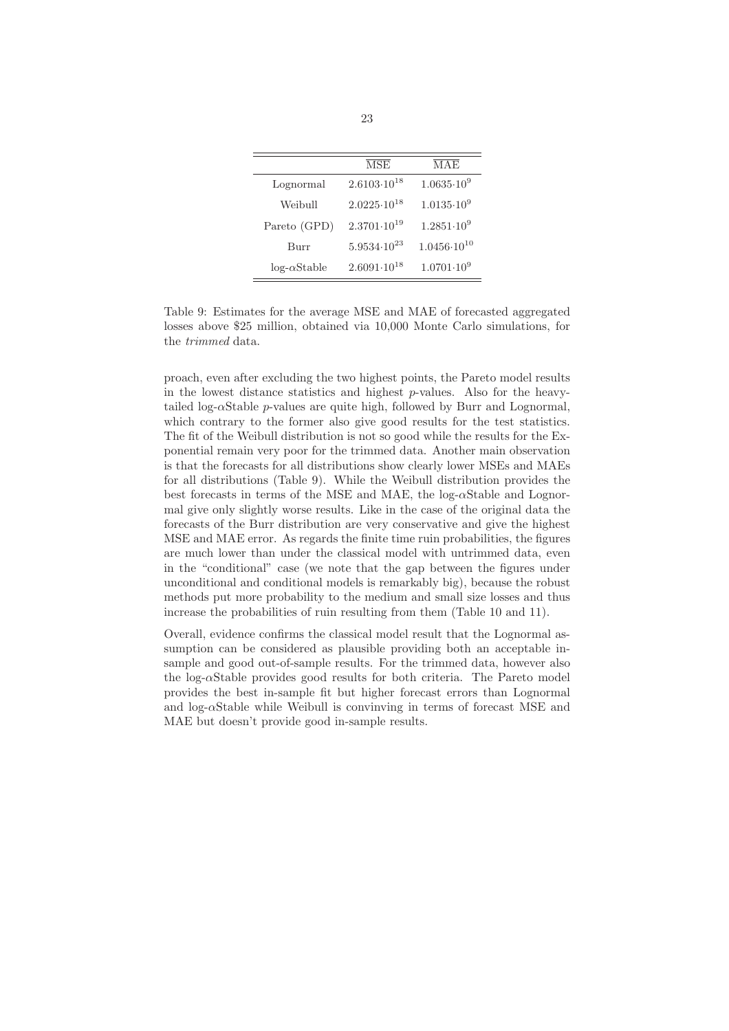| | $\overline{\text{MSE}}$ | $\overline{\text{MAE}}$ |
|---|---|---|
| Lognormal | $2.6103{\cdot}10^{18}$ | $1.0635{\cdot}10^{9}$ |
| Weibull | $2.0225{\cdot}10^{18}$ | $1.0135{\cdot}10^{9}$ |
| Pareto (GPD) | $2.3701{\cdot}10^{19}$ | $1.2851{\cdot}10^{9}$ |
| Burr | $5.9534{\cdot}10^{23}$ | $1.0456{\cdot}10^{10}$ |
| log-$\alpha$Stable | $2.6091{\cdot}10^{18}$ | $1.0701{\cdot}10^{9}$ |

Table 9: Estimates for the average MSE and MAE of forecasted aggregated losses above \$25 million, obtained via 10,000 Monte Carlo simulations, for the *trimmed* data.

proach, even after excluding the two highest points, the Pareto model results in the lowest distance statistics and highest $p$-values. Also for the heavy-tailed log-$\alpha$Stable $p$-values are quite high, followed by Burr and Lognormal, which contrary to the former also give good results for the test statistics. The fit of the Weibull distribution is not so good while the results for the Exponential remain very poor for the trimmed data. Another main observation is that the forecasts for all distributions show clearly lower MSEs and MAEs for all distributions (Table 9). While the Weibull distribution provides the best forecasts in terms of the MSE and MAE, the log-$\alpha$Stable and Lognormal give only slightly worse results. Like in the case of the original data the forecasts of the Burr distribution are very conservative and give the highest MSE and MAE error. As regards the finite time ruin probabilities, the figures are much lower than under the classical model with untrimmed data, even in the "conditional" case (we note that the gap between the figures under unconditional and conditional models is remarkably big), because the robust methods put more probability to the medium and small size losses and thus increase the probabilities of ruin resulting from them (Table 10 and 11).

Overall, evidence confirms the classical model result that the Lognormal assumption can be considered as plausible providing both an acceptable in-sample and good out-of-sample results. For the trimmed data, however also the log-$\alpha$Stable provides good results for both criteria. The Pareto model provides the best in-sample fit but higher forecast errors than Lognormal and log-$\alpha$Stable while Weibull is convinving in terms of forecast MSE and MAE but doesn't provide good in-sample results.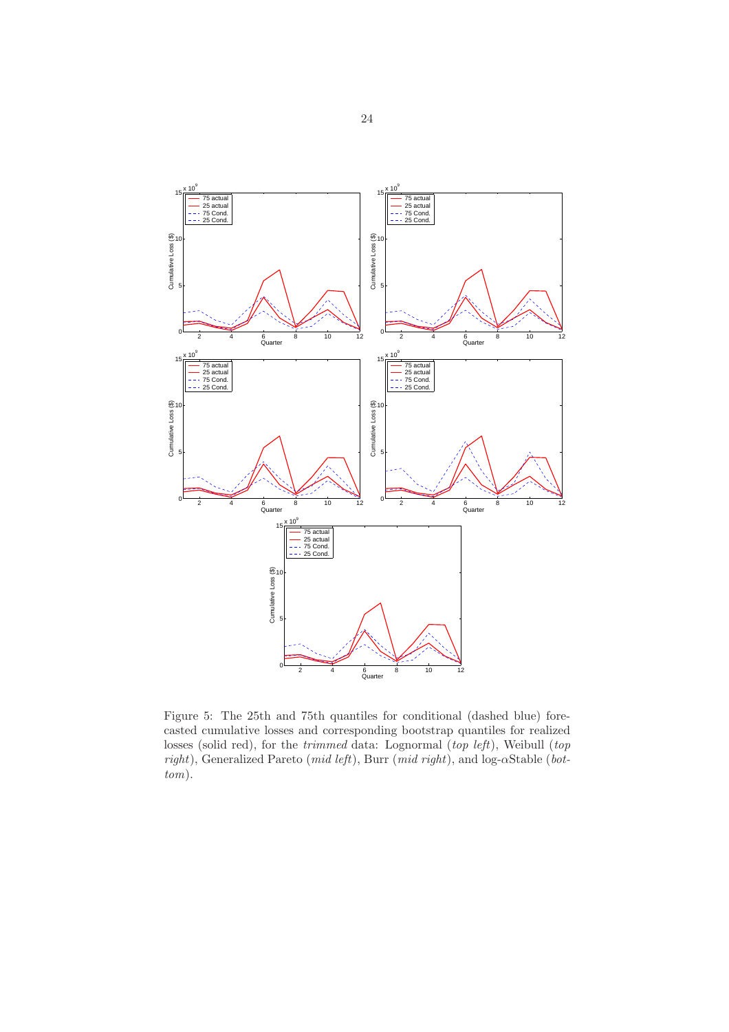Figure 5: The 25th and 75th quantiles for conditional (dashed blue) forecasted cumulative losses and corresponding bootstrap quantiles for realized losses (solid red), for the *trimmed* data: Lognormal (*top left*), Weibull (*top right*), Generalized Pareto (*mid left*), Burr (*mid right*), and log-$\alpha$Stable (*bottom*).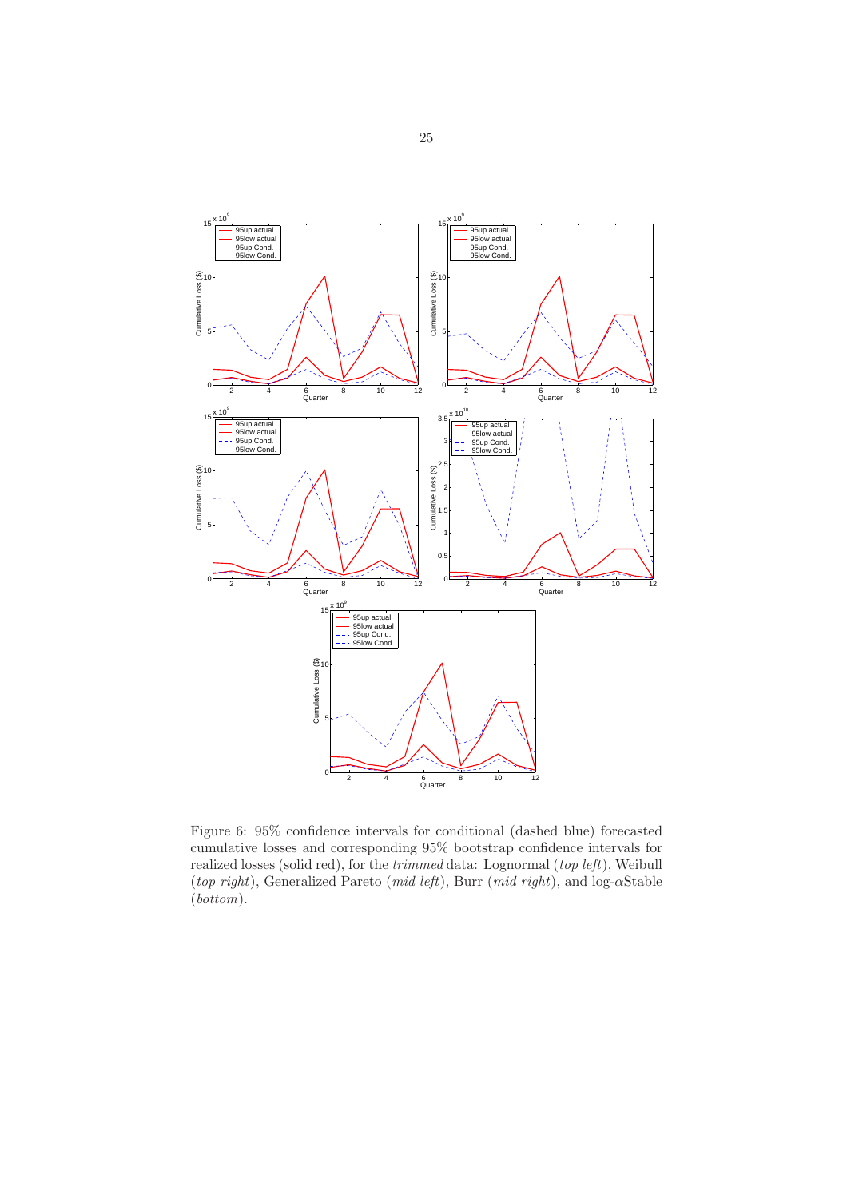Figure 6: 95% confidence intervals for conditional (dashed blue) forecasted cumulative losses and corresponding 95% bootstrap confidence intervals for realized losses (solid red), for the *trimmed* data: Lognormal (*top left*), Weibull (*top right*), Generalized Pareto (*mid left*), Burr (*mid right*), and log-$\alpha$Stable (*bottom*).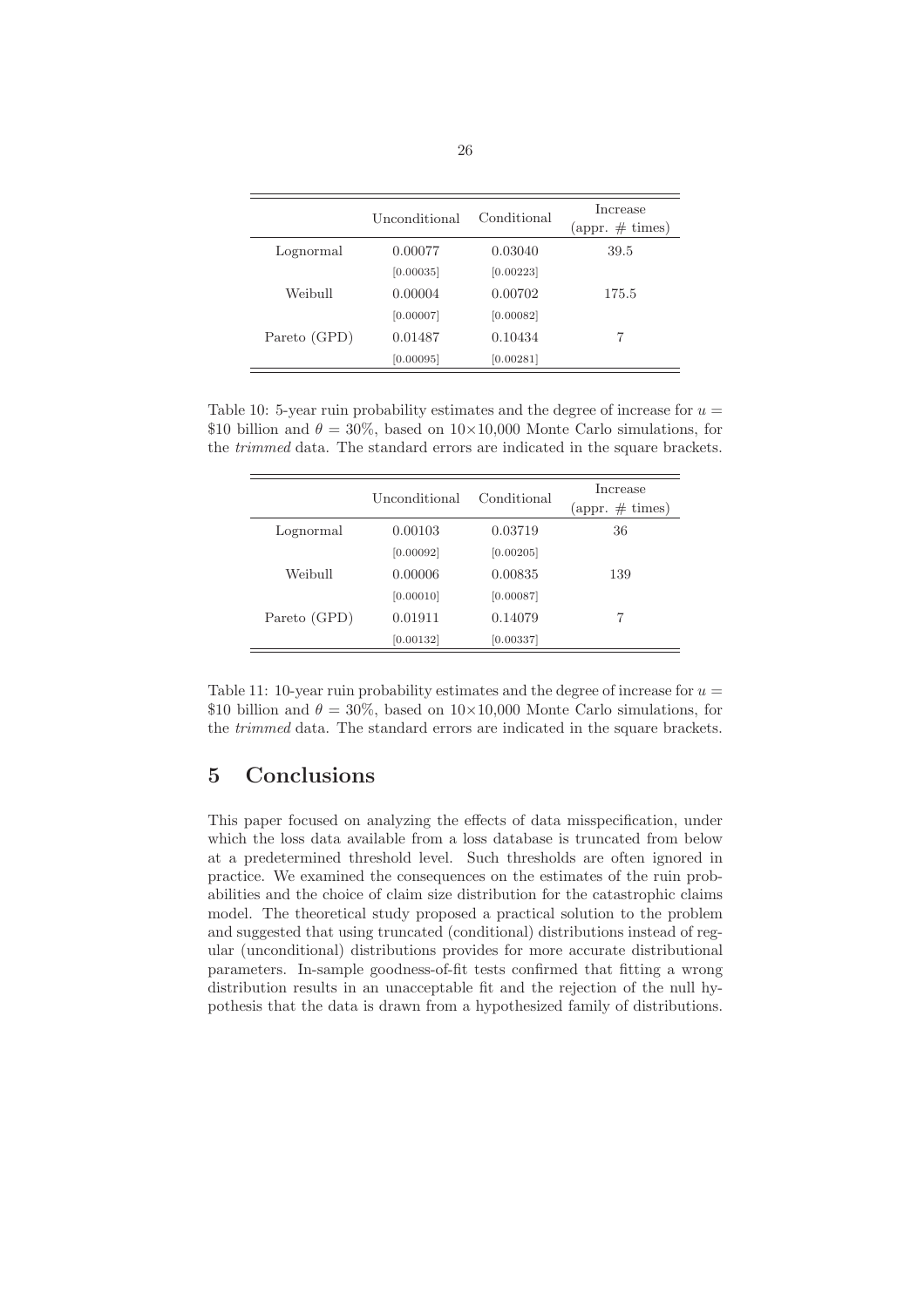| | Unconditional | Conditional | Increase (appr. # times) |
|---|---|---|---|
| Lognormal | 0.00077 | 0.03040 | 39.5 |
| | [0.00035] | [0.00223] | |
| Weibull | 0.00004 | 0.00702 | 175.5 |
| | [0.00007] | [0.00082] | |
| Pareto (GPD) | 0.01487 | 0.10434 | 7 |
| | [0.00095] | [0.00281] | |

Table 10: 5-year ruin probability estimates and the degree of increase for $u =$ \$10 billion and $\theta = 30\%$, based on $10\times10{,}000$ Monte Carlo simulations, for the *trimmed* data. The standard errors are indicated in the square brackets.

| | Unconditional | Conditional | Increase (appr. # times) |
|---|---|---|---|
| Lognormal | 0.00103 | 0.03719 | 36 |
| | [0.00092] | [0.00205] | |
| Weibull | 0.00006 | 0.00835 | 139 |
| | [0.00010] | [0.00087] | |
| Pareto (GPD) | 0.01911 | 0.14079 | 7 |
| | [0.00132] | [0.00337] | |

Table 11: 10-year ruin probability estimates and the degree of increase for $u =$ \$10 billion and $\theta = 30\%$, based on $10\times10{,}000$ Monte Carlo simulations, for the *trimmed* data. The standard errors are indicated in the square brackets.

## 5 Conclusions

This paper focused on analyzing the effects of data misspecification, under which the loss data available from a loss database is truncated from below at a predetermined threshold level. Such thresholds are often ignored in practice. We examined the consequences on the estimates of the ruin probabilities and the choice of claim size distribution for the catastrophic claims model. The theoretical study proposed a practical solution to the problem and suggested that using truncated (conditional) distributions instead of regular (unconditional) distributions provides for more accurate distributional parameters. In-sample goodness-of-fit tests confirmed that fitting a wrong distribution results in an unacceptable fit and the rejection of the null hypothesis that the data is drawn from a hypothesized family of distributions.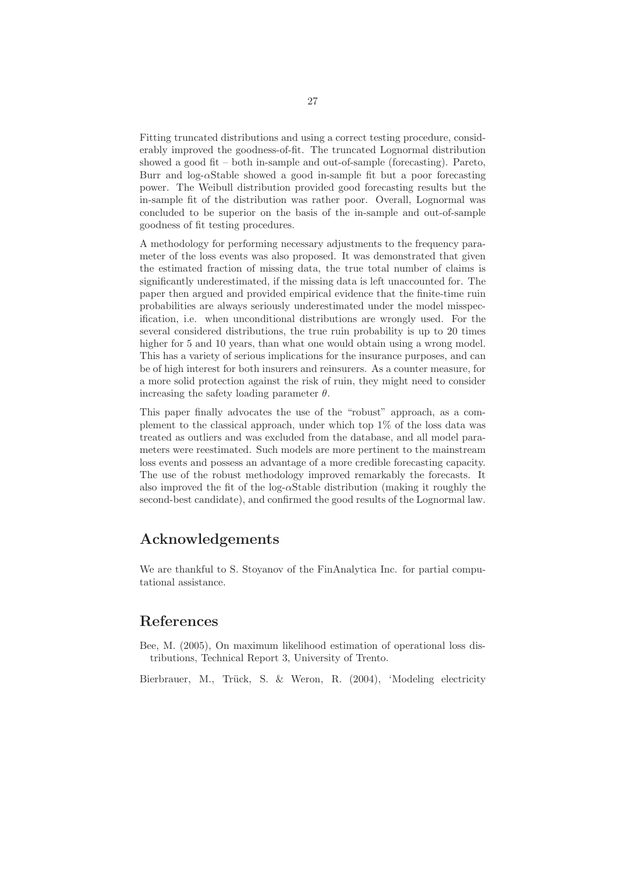Fitting truncated distributions and using a correct testing procedure, considerably improved the goodness-of-fit. The truncated Lognormal distribution showed a good fit – both in-sample and out-of-sample (forecasting). Pareto, Burr and log-$\alpha$Stable showed a good in-sample fit but a poor forecasting power. The Weibull distribution provided good forecasting results but the in-sample fit of the distribution was rather poor. Overall, Lognormal was concluded to be superior on the basis of the in-sample and out-of-sample goodness of fit testing procedures.

A methodology for performing necessary adjustments to the frequency parameter of the loss events was also proposed. It was demonstrated that given the estimated fraction of missing data, the true total number of claims is significantly underestimated, if the missing data is left unaccounted for. The paper then argued and provided empirical evidence that the finite-time ruin probabilities are always seriously underestimated under the model misspecification, i.e. when unconditional distributions are wrongly used. For the several considered distributions, the true ruin probability is up to 20 times higher for 5 and 10 years, than what one would obtain using a wrong model. This has a variety of serious implications for the insurance purposes, and can be of high interest for both insurers and reinsurers. As a counter measure, for a more solid protection against the risk of ruin, they might need to consider increasing the safety loading parameter $\theta$.

This paper finally advocates the use of the "robust" approach, as a complement to the classical approach, under which top 1% of the loss data was treated as outliers and was excluded from the database, and all model parameters were reestimated. Such models are more pertinent to the mainstream loss events and possess an advantage of a more credible forecasting capacity. The use of the robust methodology improved remarkably the forecasts. It also improved the fit of the log-$\alpha$Stable distribution (making it roughly the second-best candidate), and confirmed the good results of the Lognormal law.

## Acknowledgements

We are thankful to S. Stoyanov of the FinAnalytica Inc. for partial computational assistance.

## References

Bee, M. (2005), On maximum likelihood estimation of operational loss distributions, Technical Report 3, University of Trento.

Bierbrauer, M., Trück, S. & Weron, R. (2004), 'Modeling electricity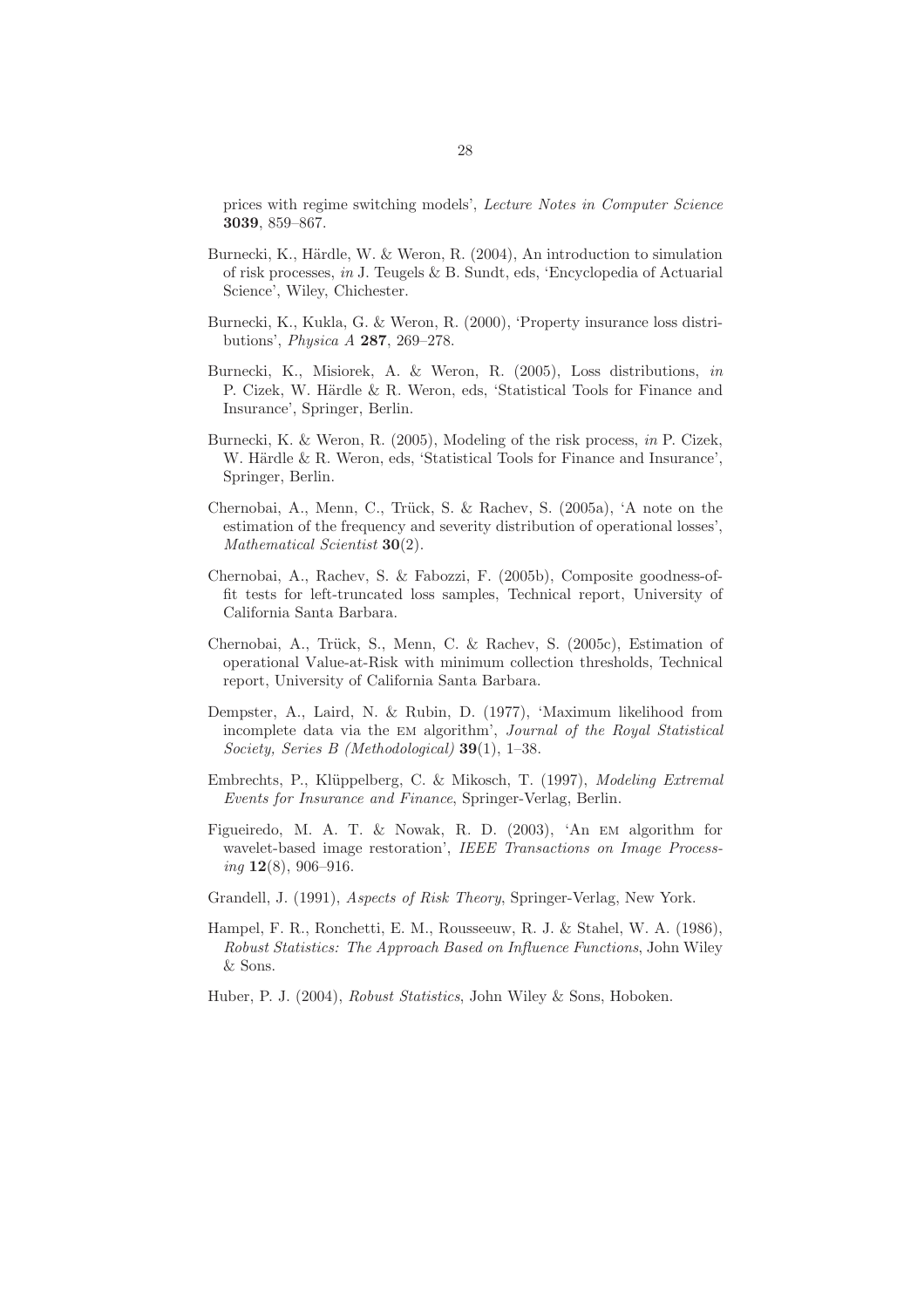prices with regime switching models', *Lecture Notes in Computer Science* **3039**, 859–867.

Burnecki, K., Härdle, W. & Weron, R. (2004), An introduction to simulation of risk processes, *in* J. Teugels & B. Sundt, eds, 'Encyclopedia of Actuarial Science', Wiley, Chichester.

Burnecki, K., Kukla, G. & Weron, R. (2000), 'Property insurance loss distributions', *Physica A* **287**, 269–278.

Burnecki, K., Misiorek, A. & Weron, R. (2005), Loss distributions, *in* P. Cizek, W. Härdle & R. Weron, eds, 'Statistical Tools for Finance and Insurance', Springer, Berlin.

Burnecki, K. & Weron, R. (2005), Modeling of the risk process, *in* P. Cizek, W. Härdle & R. Weron, eds, 'Statistical Tools for Finance and Insurance', Springer, Berlin.

Chernobai, A., Menn, C., Trück, S. & Rachev, S. (2005a), 'A note on the estimation of the frequency and severity distribution of operational losses', *Mathematical Scientist* **30**(2).

Chernobai, A., Rachev, S. & Fabozzi, F. (2005b), Composite goodness-of-fit tests for left-truncated loss samples, Technical report, University of California Santa Barbara.

Chernobai, A., Trück, S., Menn, C. & Rachev, S. (2005c), Estimation of operational Value-at-Risk with minimum collection thresholds, Technical report, University of California Santa Barbara.

Dempster, A., Laird, N. & Rubin, D. (1977), 'Maximum likelihood from incomplete data via the EM algorithm', *Journal of the Royal Statistical Society, Series B (Methodological)* **39**(1), 1–38.

Embrechts, P., Klüppelberg, C. & Mikosch, T. (1997), *Modeling Extremal Events for Insurance and Finance*, Springer-Verlag, Berlin.

Figueiredo, M. A. T. & Nowak, R. D. (2003), 'An EM algorithm for wavelet-based image restoration', *IEEE Transactions on Image Processing* **12**(8), 906–916.

Grandell, J. (1991), *Aspects of Risk Theory*, Springer-Verlag, New York.

Hampel, F. R., Ronchetti, E. M., Rousseeuw, R. J. & Stahel, W. A. (1986), *Robust Statistics: The Approach Based on Influence Functions*, John Wiley & Sons.

Huber, P. J. (2004), *Robust Statistics*, John Wiley & Sons, Hoboken.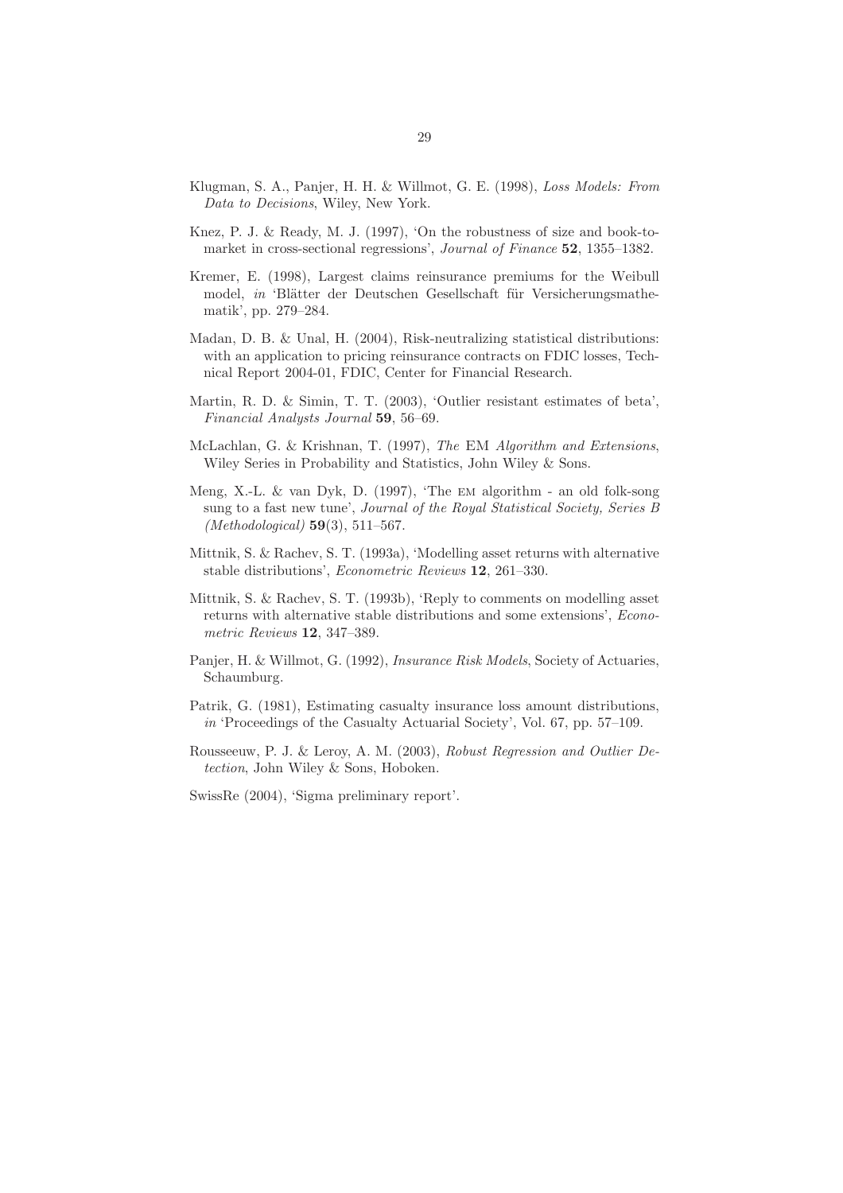Klugman, S. A., Panjer, H. H. & Willmot, G. E. (1998), *Loss Models: From Data to Decisions*, Wiley, New York.

Knez, P. J. & Ready, M. J. (1997), 'On the robustness of size and book-to-market in cross-sectional regressions', *Journal of Finance* **52**, 1355–1382.

Kremer, E. (1998), Largest claims reinsurance premiums for the Weibull model, *in* 'Blätter der Deutschen Gesellschaft für Versicherungsmathematik', pp. 279–284.

Madan, D. B. & Unal, H. (2004), Risk-neutralizing statistical distributions: with an application to pricing reinsurance contracts on FDIC losses, Technical Report 2004-01, FDIC, Center for Financial Research.

Martin, R. D. & Simin, T. T. (2003), 'Outlier resistant estimates of beta', *Financial Analysts Journal* **59**, 56–69.

McLachlan, G. & Krishnan, T. (1997), *The* EM *Algorithm and Extensions*, Wiley Series in Probability and Statistics, John Wiley & Sons.

Meng, X.-L. & van Dyk, D. (1997), 'The EM algorithm - an old folk-song sung to a fast new tune', *Journal of the Royal Statistical Society, Series B (Methodological)* **59**(3), 511–567.

Mittnik, S. & Rachev, S. T. (1993a), 'Modelling asset returns with alternative stable distributions', *Econometric Reviews* **12**, 261–330.

Mittnik, S. & Rachev, S. T. (1993b), 'Reply to comments on modelling asset returns with alternative stable distributions and some extensions', *Econometric Reviews* **12**, 347–389.

Panjer, H. & Willmot, G. (1992), *Insurance Risk Models*, Society of Actuaries, Schaumburg.

Patrik, G. (1981), Estimating casualty insurance loss amount distributions, *in* 'Proceedings of the Casualty Actuarial Society', Vol. 67, pp. 57–109.

Rousseeuw, P. J. & Leroy, A. M. (2003), *Robust Regression and Outlier Detection*, John Wiley & Sons, Hoboken.

SwissRe (2004), 'Sigma preliminary report'.